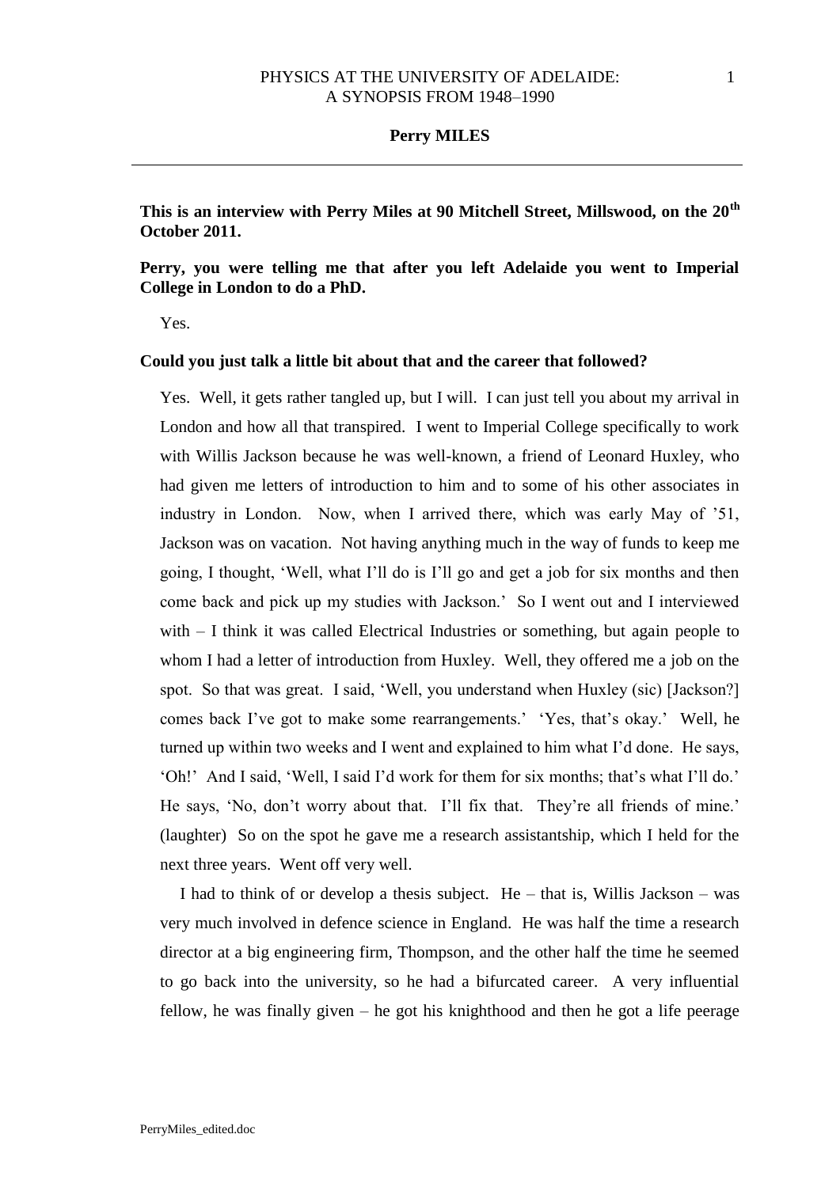# Perry MILES

**This is an interview with Perry Miles at 90 Mitchell Street, Millswood, on the 20th October 2011.**

**Perry, you were telling me that after you left Adelaide you went to Imperial College in London to do a PhD.**

Yes.

**Could you just talk a little bit about that and the career that followed?**

Yes. Well, it gets rather tangled up, but I will. I can just tell you about my arrival in London and how all that transpired. I went to Imperial College specifically to work with Willis Jackson because he was well-known, a friend of Leonard Huxley, who had given me letters of introduction to him and to some of his other associates in industry in London. Now, when I arrived there, which was early May of '51, Jackson was on vacation. Not having anything much in the way of funds to keep me going, I thought, 'Well, what I'll do is I'll go and get a job for six months and then come back and pick up my studies with Jackson.' So I went out and I interviewed with – I think it was called Electrical Industries or something, but again people to whom I had a letter of introduction from Huxley. Well, they offered me a job on the spot. So that was great. I said, 'Well, you understand when Huxley (sic) [Jackson?] comes back I've got to make some rearrangements.' 'Yes, that's okay.' Well, he turned up within two weeks and I went and explained to him what I'd done. He says, 'Oh!' And I said, 'Well, I said I'd work for them for six months; that's what I'll do.' He says, 'No, don't worry about that. I'll fix that. They're all friends of mine.' (laughter) So on the spot he gave me a research assistantship, which I held for the next three years. Went off very well.

I had to think of or develop a thesis subject. He – that is, Willis Jackson – was very much involved in defence science in England. He was half the time a research director at a big engineering firm, Thompson, and the other half the time he seemed to go back into the university, so he had a bifurcated career. A very influential fellow, he was finally given – he got his knighthood and then he got a life peerage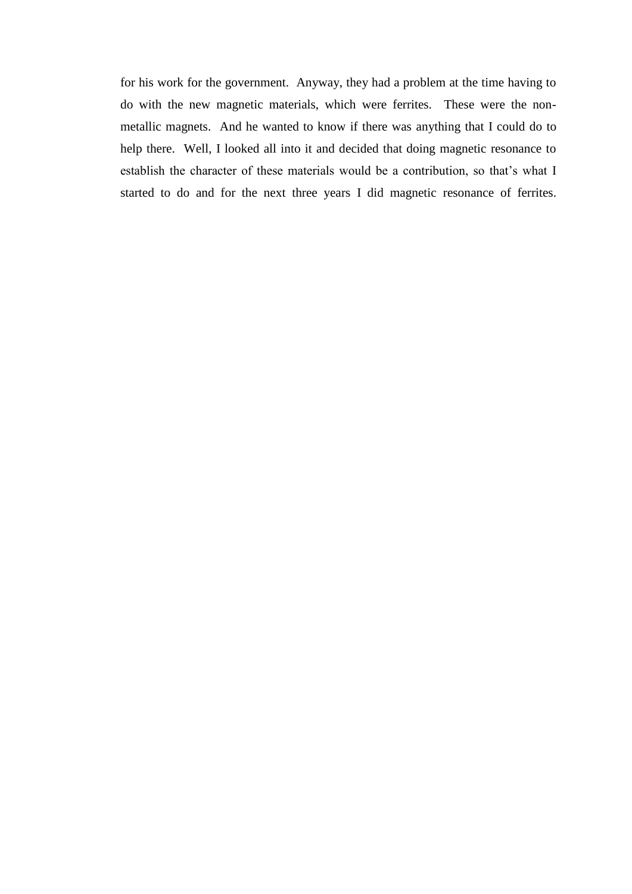for his work for the government. Anyway, they had a problem at the time having to do with the new magnetic materials, which were ferrites. These were the non-metallic magnets. And he wanted to know if there was anything that I could do to help there. Well, I looked all into it and decided that doing magnetic resonance to establish the character of these materials would be a contribution, so that's what I started to do and for the next three years I did magnetic resonance of ferrites.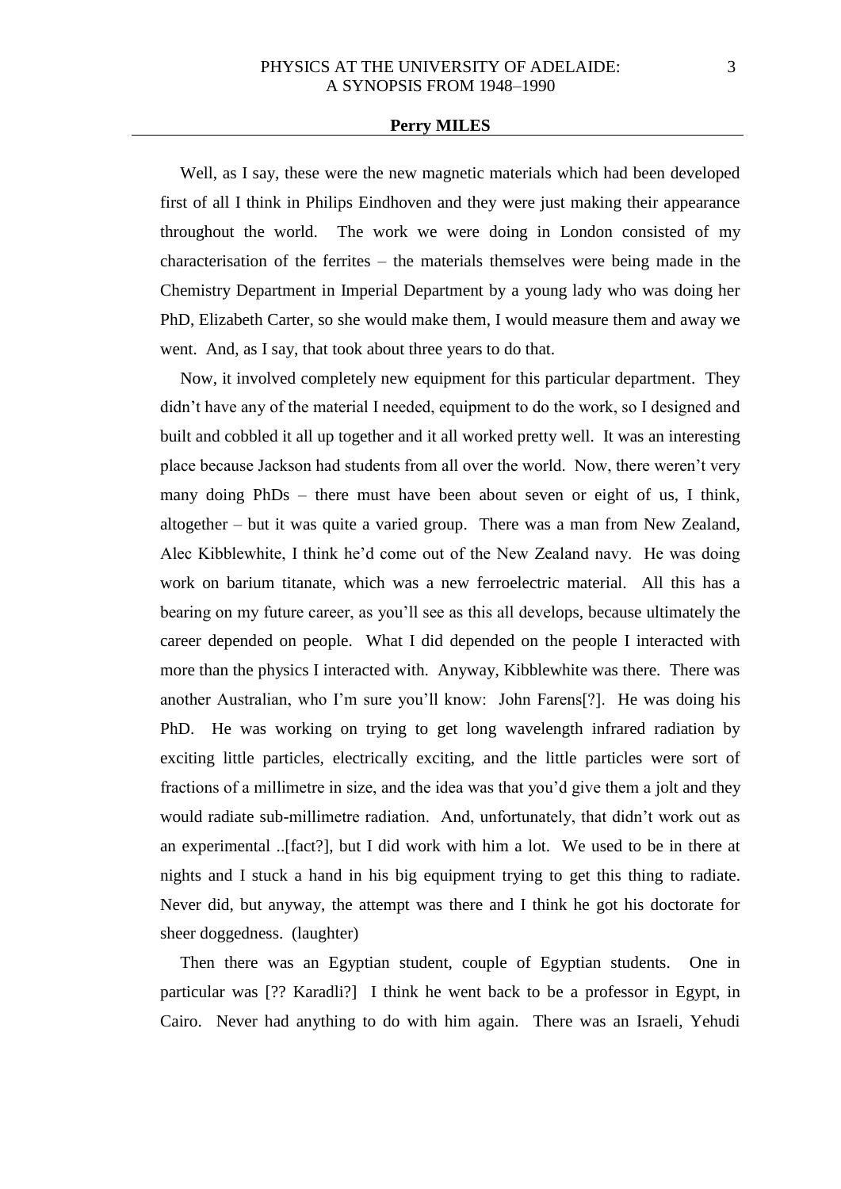Well, as I say, these were the new magnetic materials which had been developed first of all I think in Philips Eindhoven and they were just making their appearance throughout the world. The work we were doing in London consisted of my characterisation of the ferrites – the materials themselves were being made in the Chemistry Department in Imperial Department by a young lady who was doing her PhD, Elizabeth Carter, so she would make them, I would measure them and away we went. And, as I say, that took about three years to do that.

Now, it involved completely new equipment for this particular department. They didn't have any of the material I needed, equipment to do the work, so I designed and built and cobbled it all up together and it all worked pretty well. It was an interesting place because Jackson had students from all over the world. Now, there weren't very many doing PhDs – there must have been about seven or eight of us, I think, altogether – but it was quite a varied group. There was a man from New Zealand, Alec Kibblewhite, I think he'd come out of the New Zealand navy. He was doing work on barium titanate, which was a new ferroelectric material. All this has a bearing on my future career, as you'll see as this all develops, because ultimately the career depended on people. What I did depended on the people I interacted with more than the physics I interacted with. Anyway, Kibblewhite was there. There was another Australian, who I'm sure you'll know: John Farens[?]. He was doing his PhD. He was working on trying to get long wavelength infrared radiation by exciting little particles, electrically exciting, and the little particles were sort of fractions of a millimetre in size, and the idea was that you'd give them a jolt and they would radiate sub-millimetre radiation. And, unfortunately, that didn't work out as an experimental ..[fact?], but I did work with him a lot. We used to be in there at nights and I stuck a hand in his big equipment trying to get this thing to radiate. Never did, but anyway, the attempt was there and I think he got his doctorate for sheer doggedness. (laughter)

Then there was an Egyptian student, couple of Egyptian students. One in particular was [?? Karadli?] I think he went back to be a professor in Egypt, in Cairo. Never had anything to do with him again. There was an Israeli, Yehudi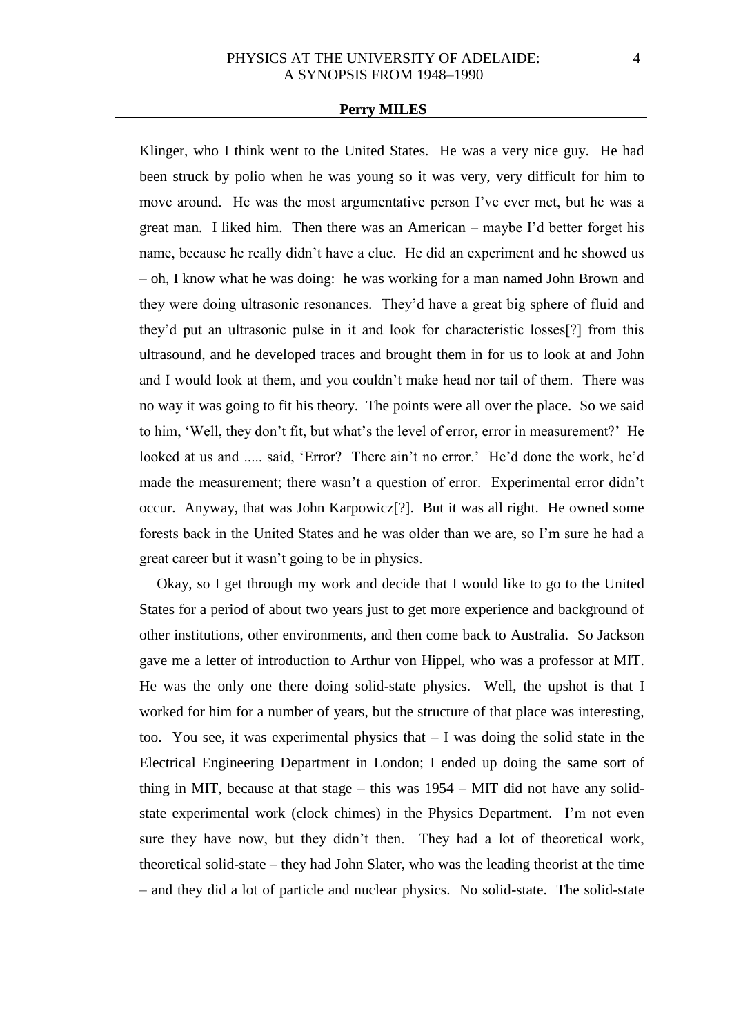Klinger, who I think went to the United States. He was a very nice guy. He had been struck by polio when he was young so it was very, very difficult for him to move around. He was the most argumentative person I've ever met, but he was a great man. I liked him. Then there was an American – maybe I'd better forget his name, because he really didn't have a clue. He did an experiment and he showed us – oh, I know what he was doing: he was working for a man named John Brown and they were doing ultrasonic resonances. They'd have a great big sphere of fluid and they'd put an ultrasonic pulse in it and look for characteristic losses[?] from this ultrasound, and he developed traces and brought them in for us to look at and John and I would look at them, and you couldn't make head nor tail of them. There was no way it was going to fit his theory. The points were all over the place. So we said to him, 'Well, they don't fit, but what's the level of error, error in measurement?' He looked at us and ..... said, 'Error? There ain't no error.' He'd done the work, he'd made the measurement; there wasn't a question of error. Experimental error didn't occur. Anyway, that was John Karpowicz[?]. But it was all right. He owned some forests back in the United States and he was older than we are, so I'm sure he had a great career but it wasn't going to be in physics.

Okay, so I get through my work and decide that I would like to go to the United States for a period of about two years just to get more experience and background of other institutions, other environments, and then come back to Australia. So Jackson gave me a letter of introduction to Arthur von Hippel, who was a professor at MIT. He was the only one there doing solid-state physics. Well, the upshot is that I worked for him for a number of years, but the structure of that place was interesting, too. You see, it was experimental physics that – I was doing the solid state in the Electrical Engineering Department in London; I ended up doing the same sort of thing in MIT, because at that stage – this was 1954 – MIT did not have any solid-state experimental work (clock chimes) in the Physics Department. I'm not even sure they have now, but they didn't then. They had a lot of theoretical work, theoretical solid-state – they had John Slater, who was the leading theorist at the time – and they did a lot of particle and nuclear physics. No solid-state. The solid-state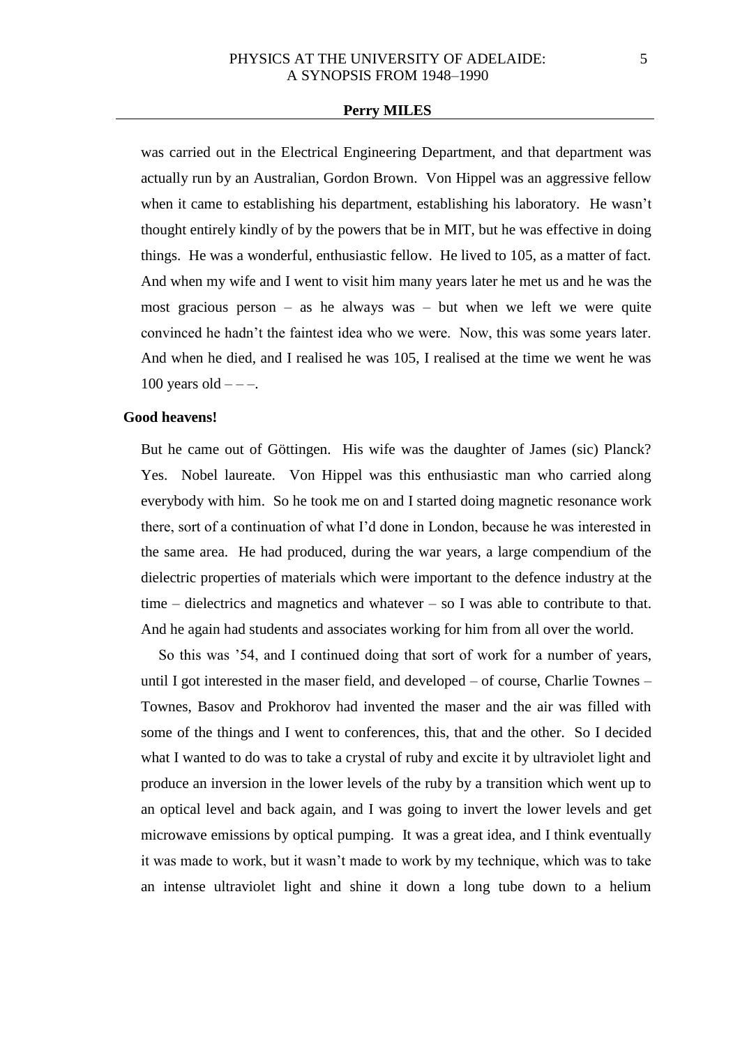was carried out in the Electrical Engineering Department, and that department was actually run by an Australian, Gordon Brown. Von Hippel was an aggressive fellow when it came to establishing his department, establishing his laboratory. He wasn't thought entirely kindly of by the powers that be in MIT, but he was effective in doing things. He was a wonderful, enthusiastic fellow. He lived to 105, as a matter of fact. And when my wife and I went to visit him many years later he met us and he was the most gracious person – as he always was – but when we left we were quite convinced he hadn't the faintest idea who we were. Now, this was some years later. And when he died, and I realised he was 105, I realised at the time we went he was 100 years old – – –.

**Good heavens!**

But he came out of Göttingen. His wife was the daughter of James (sic) Planck? Yes. Nobel laureate. Von Hippel was this enthusiastic man who carried along everybody with him. So he took me on and I started doing magnetic resonance work there, sort of a continuation of what I'd done in London, because he was interested in the same area. He had produced, during the war years, a large compendium of the dielectric properties of materials which were important to the defence industry at the time – dielectrics and magnetics and whatever – so I was able to contribute to that. And he again had students and associates working for him from all over the world.

So this was '54, and I continued doing that sort of work for a number of years, until I got interested in the maser field, and developed – of course, Charlie Townes – Townes, Basov and Prokhorov had invented the maser and the air was filled with some of the things and I went to conferences, this, that and the other. So I decided what I wanted to do was to take a crystal of ruby and excite it by ultraviolet light and produce an inversion in the lower levels of the ruby by a transition which went up to an optical level and back again, and I was going to invert the lower levels and get microwave emissions by optical pumping. It was a great idea, and I think eventually it was made to work, but it wasn't made to work by my technique, which was to take an intense ultraviolet light and shine it down a long tube down to a helium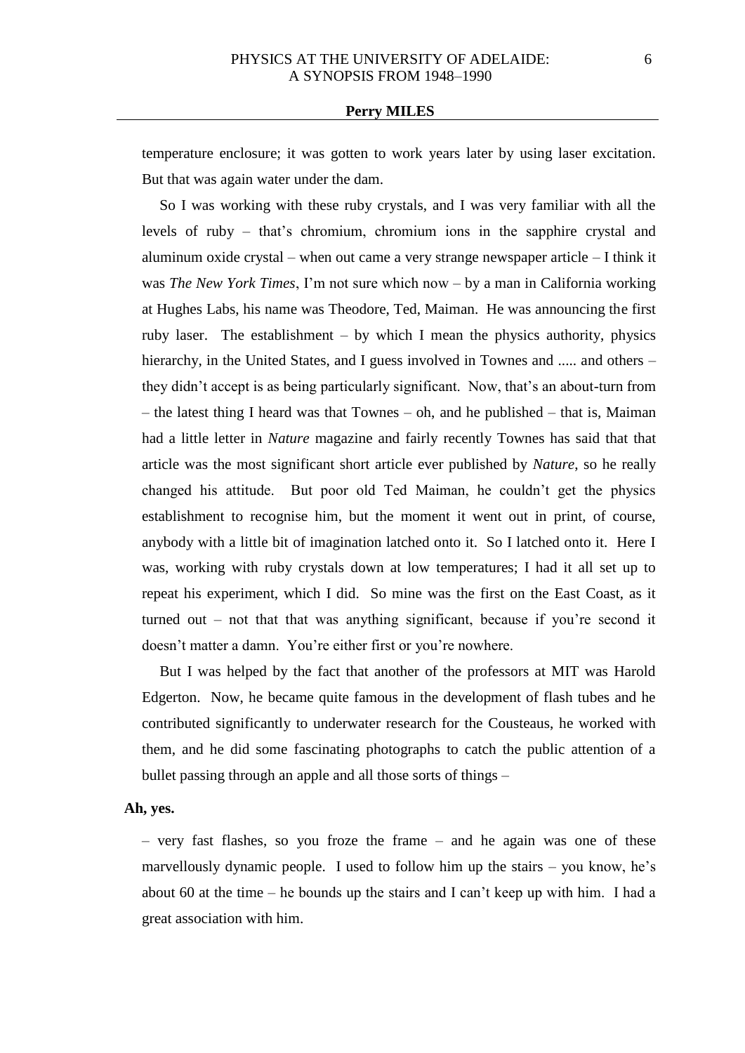temperature enclosure; it was gotten to work years later by using laser excitation. But that was again water under the dam.

So I was working with these ruby crystals, and I was very familiar with all the levels of ruby – that's chromium, chromium ions in the sapphire crystal and aluminum oxide crystal – when out came a very strange newspaper article – I think it was *The New York Times*, I'm not sure which now – by a man in California working at Hughes Labs, his name was Theodore, Ted, Maiman. He was announcing the first ruby laser. The establishment – by which I mean the physics authority, physics hierarchy, in the United States, and I guess involved in Townes and ..... and others – they didn't accept is as being particularly significant. Now, that's an about-turn from – the latest thing I heard was that Townes – oh, and he published – that is, Maiman had a little letter in *Nature* magazine and fairly recently Townes has said that that article was the most significant short article ever published by *Nature*, so he really changed his attitude. But poor old Ted Maiman, he couldn't get the physics establishment to recognise him, but the moment it went out in print, of course, anybody with a little bit of imagination latched onto it. So I latched onto it. Here I was, working with ruby crystals down at low temperatures; I had it all set up to repeat his experiment, which I did. So mine was the first on the East Coast, as it turned out – not that that was anything significant, because if you're second it doesn't matter a damn. You're either first or you're nowhere.

But I was helped by the fact that another of the professors at MIT was Harold Edgerton. Now, he became quite famous in the development of flash tubes and he contributed significantly to underwater research for the Cousteaus, he worked with them, and he did some fascinating photographs to catch the public attention of a bullet passing through an apple and all those sorts of things –

**Ah, yes.**

– very fast flashes, so you froze the frame – and he again was one of these marvellously dynamic people. I used to follow him up the stairs – you know, he's about 60 at the time – he bounds up the stairs and I can't keep up with him. I had a great association with him.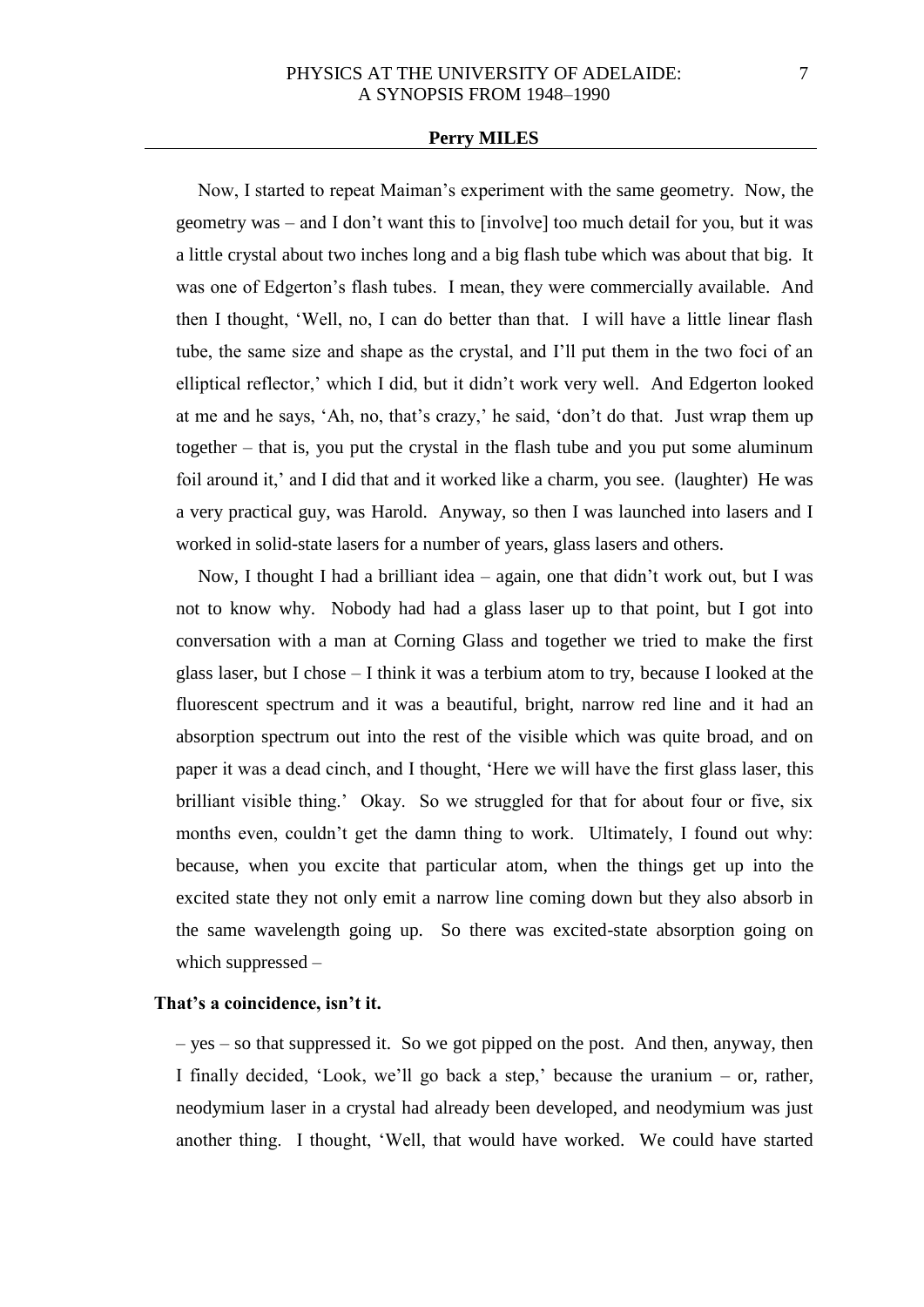Now, I started to repeat Maiman's experiment with the same geometry. Now, the geometry was – and I don't want this to [involve] too much detail for you, but it was a little crystal about two inches long and a big flash tube which was about that big. It was one of Edgerton's flash tubes. I mean, they were commercially available. And then I thought, 'Well, no, I can do better than that. I will have a little linear flash tube, the same size and shape as the crystal, and I'll put them in the two foci of an elliptical reflector,' which I did, but it didn't work very well. And Edgerton looked at me and he says, 'Ah, no, that's crazy,' he said, 'don't do that. Just wrap them up together – that is, you put the crystal in the flash tube and you put some aluminum foil around it,' and I did that and it worked like a charm, you see. (laughter) He was a very practical guy, was Harold. Anyway, so then I was launched into lasers and I worked in solid-state lasers for a number of years, glass lasers and others.

Now, I thought I had a brilliant idea – again, one that didn't work out, but I was not to know why. Nobody had had a glass laser up to that point, but I got into conversation with a man at Corning Glass and together we tried to make the first glass laser, but I chose – I think it was a terbium atom to try, because I looked at the fluorescent spectrum and it was a beautiful, bright, narrow red line and it had an absorption spectrum out into the rest of the visible which was quite broad, and on paper it was a dead cinch, and I thought, 'Here we will have the first glass laser, this brilliant visible thing.' Okay. So we struggled for that for about four or five, six months even, couldn't get the damn thing to work. Ultimately, I found out why: because, when you excite that particular atom, when the things get up into the excited state they not only emit a narrow line coming down but they also absorb in the same wavelength going up. So there was excited-state absorption going on which suppressed –

**That's a coincidence, isn't it.**

– yes – so that suppressed it. So we got pipped on the post. And then, anyway, then I finally decided, 'Look, we'll go back a step,' because the uranium – or, rather, neodymium laser in a crystal had already been developed, and neodymium was just another thing. I thought, 'Well, that would have worked. We could have started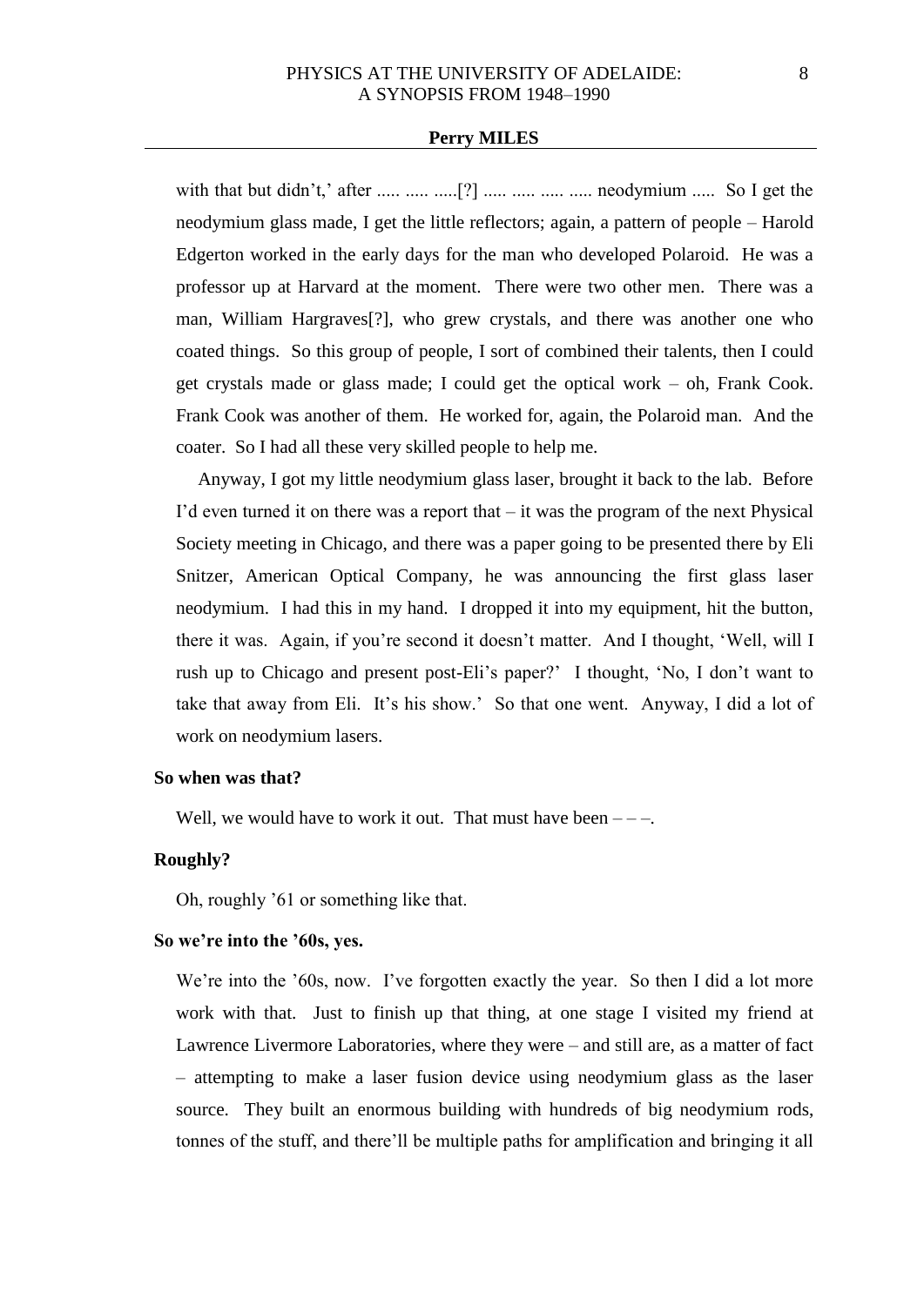with that but didn't,' after ..... ..... .....[?] ..... ..... ..... ..... neodymium ..... So I get the neodymium glass made, I get the little reflectors; again, a pattern of people – Harold Edgerton worked in the early days for the man who developed Polaroid. He was a professor up at Harvard at the moment. There were two other men. There was a man, William Hargraves[?], who grew crystals, and there was another one who coated things. So this group of people, I sort of combined their talents, then I could get crystals made or glass made; I could get the optical work – oh, Frank Cook. Frank Cook was another of them. He worked for, again, the Polaroid man. And the coater. So I had all these very skilled people to help me.

Anyway, I got my little neodymium glass laser, brought it back to the lab. Before I'd even turned it on there was a report that – it was the program of the next Physical Society meeting in Chicago, and there was a paper going to be presented there by Eli Snitzer, American Optical Company, he was announcing the first glass laser neodymium. I had this in my hand. I dropped it into my equipment, hit the button, there it was. Again, if you're second it doesn't matter. And I thought, 'Well, will I rush up to Chicago and present post-Eli's paper?' I thought, 'No, I don't want to take that away from Eli. It's his show.' So that one went. Anyway, I did a lot of work on neodymium lasers.

**So when was that?**

Well, we would have to work it out. That must have been – – –.

**Roughly?**

Oh, roughly '61 or something like that.

**So we're into the '60s, yes.**

We're into the '60s, now. I've forgotten exactly the year. So then I did a lot more work with that. Just to finish up that thing, at one stage I visited my friend at Lawrence Livermore Laboratories, where they were – and still are, as a matter of fact – attempting to make a laser fusion device using neodymium glass as the laser source. They built an enormous building with hundreds of big neodymium rods, tonnes of the stuff, and there'll be multiple paths for amplification and bringing it all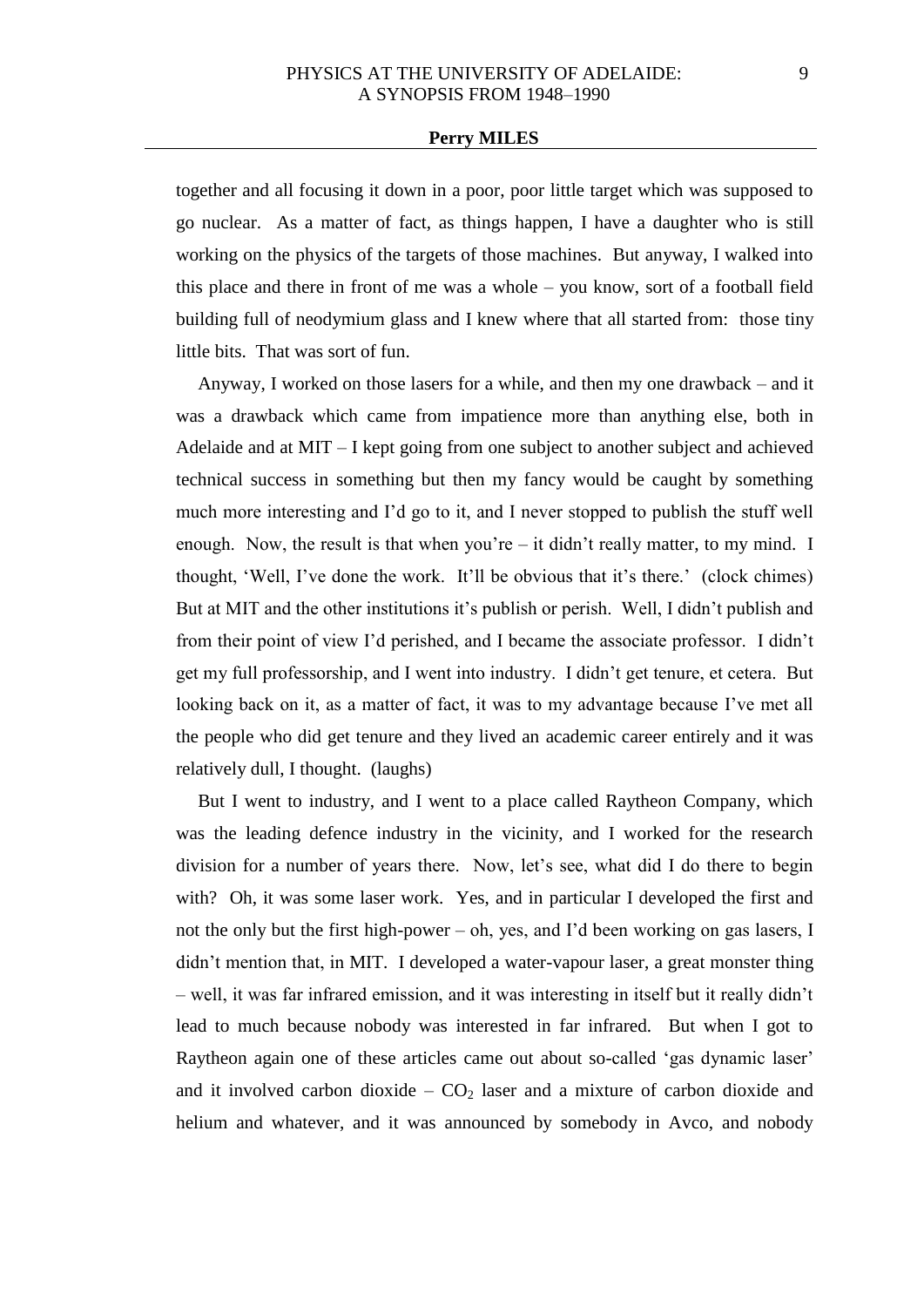together and all focusing it down in a poor, poor little target which was supposed to go nuclear. As a matter of fact, as things happen, I have a daughter who is still working on the physics of the targets of those machines. But anyway, I walked into this place and there in front of me was a whole – you know, sort of a football field building full of neodymium glass and I knew where that all started from: those tiny little bits. That was sort of fun.

Anyway, I worked on those lasers for a while, and then my one drawback – and it was a drawback which came from impatience more than anything else, both in Adelaide and at MIT – I kept going from one subject to another subject and achieved technical success in something but then my fancy would be caught by something much more interesting and I'd go to it, and I never stopped to publish the stuff well enough. Now, the result is that when you're – it didn't really matter, to my mind. I thought, 'Well, I've done the work. It'll be obvious that it's there.' (clock chimes) But at MIT and the other institutions it's publish or perish. Well, I didn't publish and from their point of view I'd perished, and I became the associate professor. I didn't get my full professorship, and I went into industry. I didn't get tenure, et cetera. But looking back on it, as a matter of fact, it was to my advantage because I've met all the people who did get tenure and they lived an academic career entirely and it was relatively dull, I thought. (laughs)

But I went to industry, and I went to a place called Raytheon Company, which was the leading defence industry in the vicinity, and I worked for the research division for a number of years there. Now, let's see, what did I do there to begin with? Oh, it was some laser work. Yes, and in particular I developed the first and not the only but the first high-power – oh, yes, and I'd been working on gas lasers, I didn't mention that, in MIT. I developed a water-vapour laser, a great monster thing – well, it was far infrared emission, and it was interesting in itself but it really didn't lead to much because nobody was interested in far infrared. But when I got to Raytheon again one of these articles came out about so-called 'gas dynamic laser' and it involved carbon dioxide – $CO_2$ laser and a mixture of carbon dioxide and helium and whatever, and it was announced by somebody in Avco, and nobody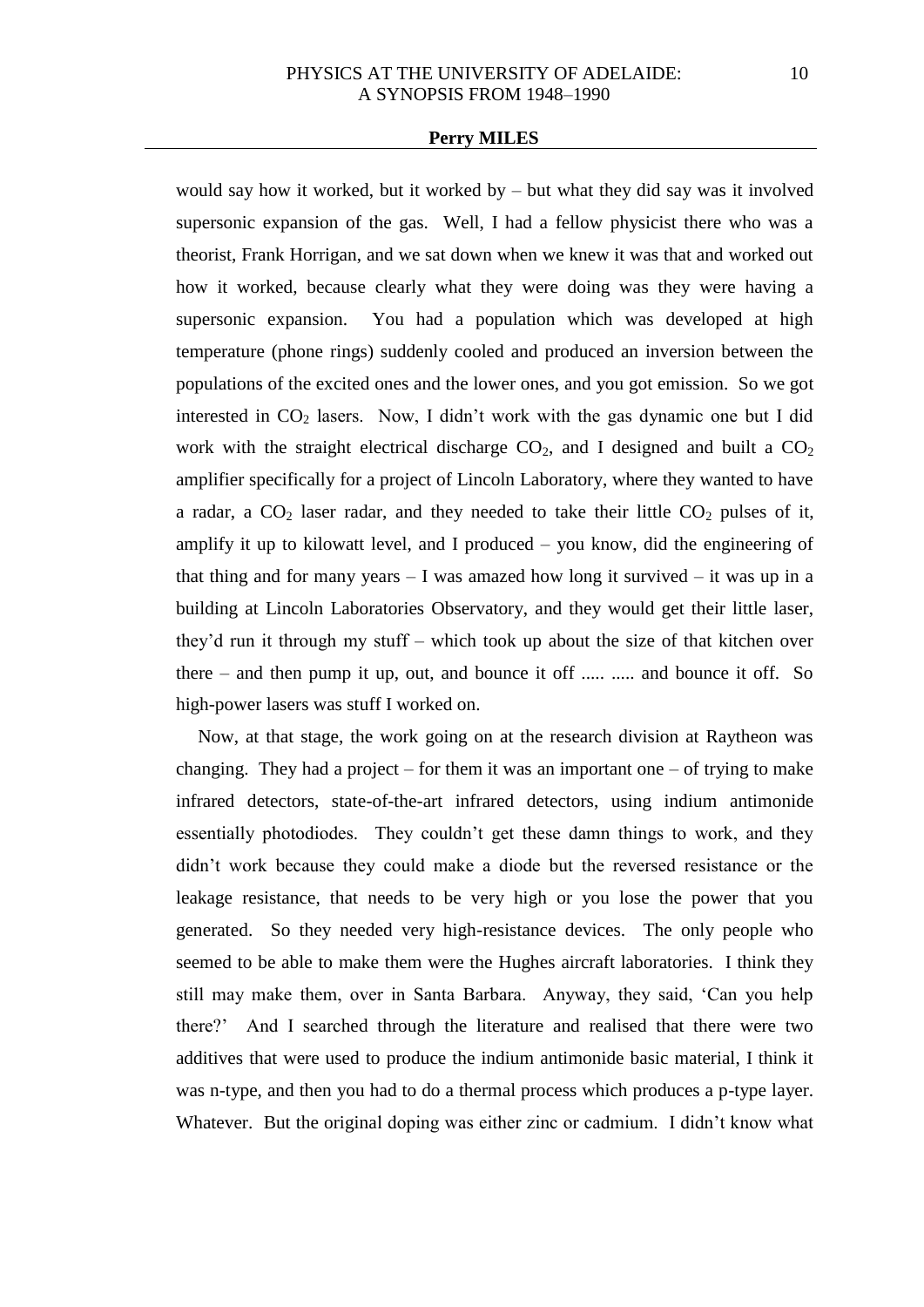would say how it worked, but it worked by – but what they did say was it involved supersonic expansion of the gas. Well, I had a fellow physicist there who was a theorist, Frank Horrigan, and we sat down when we knew it was that and worked out how it worked, because clearly what they were doing was they were having a supersonic expansion. You had a population which was developed at high temperature (phone rings) suddenly cooled and produced an inversion between the populations of the excited ones and the lower ones, and you got emission. So we got interested in $CO_2$ lasers. Now, I didn't work with the gas dynamic one but I did work with the straight electrical discharge $CO_2$, and I designed and built a $CO_2$ amplifier specifically for a project of Lincoln Laboratory, where they wanted to have a radar, a $CO_2$ laser radar, and they needed to take their little $CO_2$ pulses of it, amplify it up to kilowatt level, and I produced – you know, did the engineering of that thing and for many years – I was amazed how long it survived – it was up in a building at Lincoln Laboratories Observatory, and they would get their little laser, they'd run it through my stuff – which took up about the size of that kitchen over there – and then pump it up, out, and bounce it off ..... ..... and bounce it off. So high-power lasers was stuff I worked on.

Now, at that stage, the work going on at the research division at Raytheon was changing. They had a project – for them it was an important one – of trying to make infrared detectors, state-of-the-art infrared detectors, using indium antimonide essentially photodiodes. They couldn't get these damn things to work, and they didn't work because they could make a diode but the reversed resistance or the leakage resistance, that needs to be very high or you lose the power that you generated. So they needed very high-resistance devices. The only people who seemed to be able to make them were the Hughes aircraft laboratories. I think they still may make them, over in Santa Barbara. Anyway, they said, 'Can you help there?' And I searched through the literature and realised that there were two additives that were used to produce the indium antimonide basic material, I think it was n-type, and then you had to do a thermal process which produces a p-type layer. Whatever. But the original doping was either zinc or cadmium. I didn't know what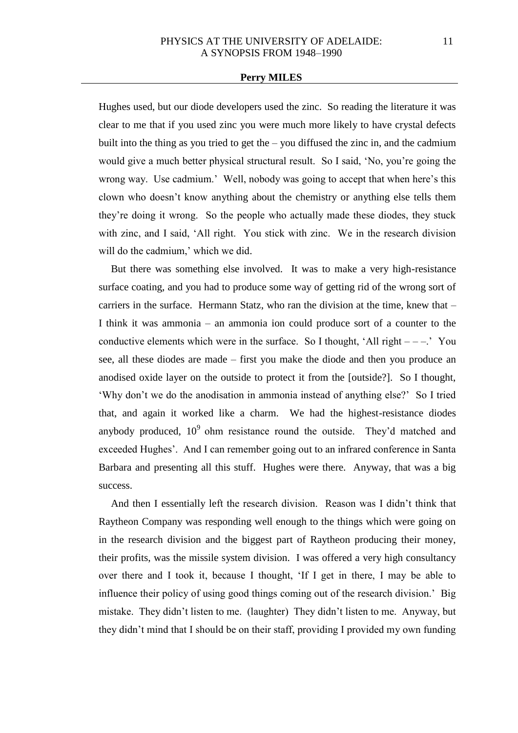Hughes used, but our diode developers used the zinc. So reading the literature it was clear to me that if you used zinc you were much more likely to have crystal defects built into the thing as you tried to get the – you diffused the zinc in, and the cadmium would give a much better physical structural result. So I said, 'No, you're going the wrong way. Use cadmium.' Well, nobody was going to accept that when here's this clown who doesn't know anything about the chemistry or anything else tells them they're doing it wrong. So the people who actually made these diodes, they stuck with zinc, and I said, 'All right. You stick with zinc. We in the research division will do the cadmium,' which we did.

But there was something else involved. It was to make a very high-resistance surface coating, and you had to produce some way of getting rid of the wrong sort of carriers in the surface. Hermann Statz, who ran the division at the time, knew that – I think it was ammonia – an ammonia ion could produce sort of a counter to the conductive elements which were in the surface. So I thought, 'All right – – –.' You see, all these diodes are made – first you make the diode and then you produce an anodised oxide layer on the outside to protect it from the [outside?]. So I thought, 'Why don't we do the anodisation in ammonia instead of anything else?' So I tried that, and again it worked like a charm. We had the highest-resistance diodes anybody produced, $10^9$ ohm resistance round the outside. They'd matched and exceeded Hughes'. And I can remember going out to an infrared conference in Santa Barbara and presenting all this stuff. Hughes were there. Anyway, that was a big success.

And then I essentially left the research division. Reason was I didn't think that Raytheon Company was responding well enough to the things which were going on in the research division and the biggest part of Raytheon producing their money, their profits, was the missile system division. I was offered a very high consultancy over there and I took it, because I thought, 'If I get in there, I may be able to influence their policy of using good things coming out of the research division.' Big mistake. They didn't listen to me. (laughter) They didn't listen to me. Anyway, but they didn't mind that I should be on their staff, providing I provided my own funding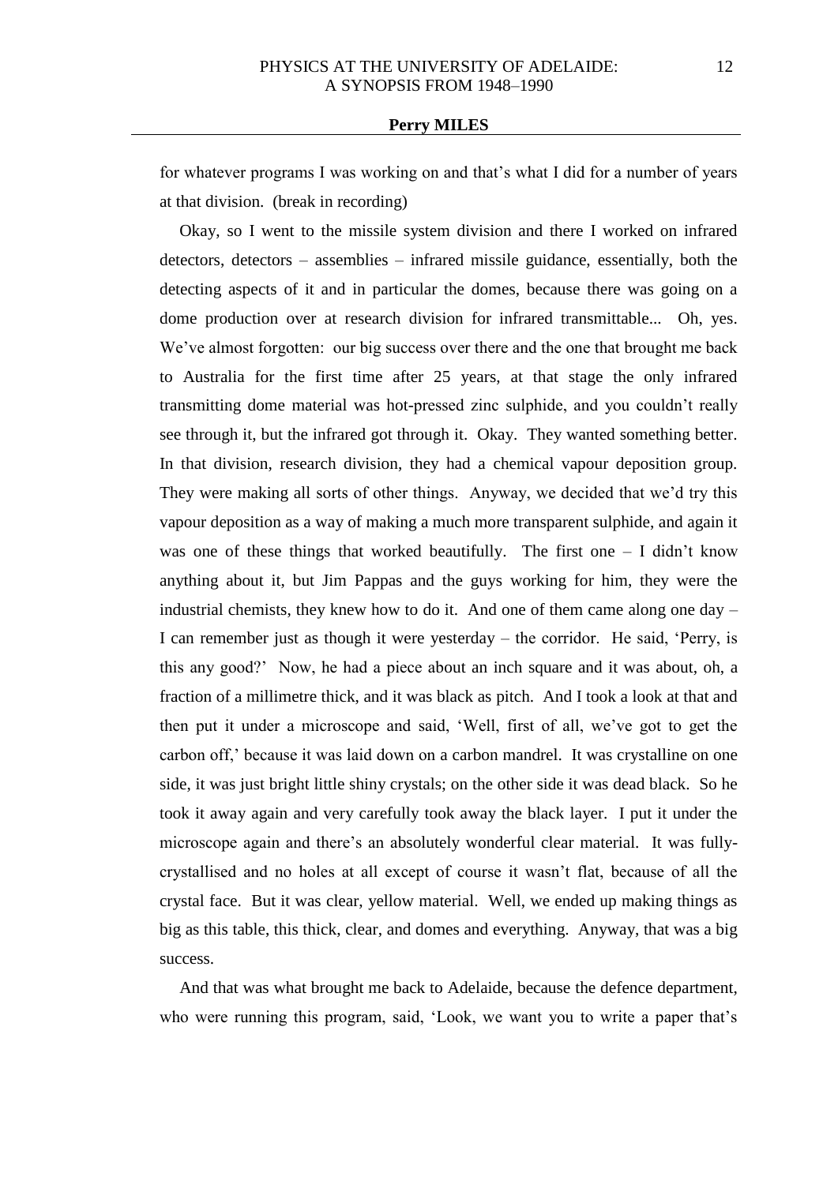for whatever programs I was working on and that's what I did for a number of years at that division. (break in recording)

Okay, so I went to the missile system division and there I worked on infrared detectors, detectors – assemblies – infrared missile guidance, essentially, both the detecting aspects of it and in particular the domes, because there was going on a dome production over at research division for infrared transmittable... Oh, yes. We've almost forgotten: our big success over there and the one that brought me back to Australia for the first time after 25 years, at that stage the only infrared transmitting dome material was hot-pressed zinc sulphide, and you couldn't really see through it, but the infrared got through it. Okay. They wanted something better. In that division, research division, they had a chemical vapour deposition group. They were making all sorts of other things. Anyway, we decided that we'd try this vapour deposition as a way of making a much more transparent sulphide, and again it was one of these things that worked beautifully. The first one – I didn't know anything about it, but Jim Pappas and the guys working for him, they were the industrial chemists, they knew how to do it. And one of them came along one day – I can remember just as though it were yesterday – the corridor. He said, 'Perry, is this any good?' Now, he had a piece about an inch square and it was about, oh, a fraction of a millimetre thick, and it was black as pitch. And I took a look at that and then put it under a microscope and said, 'Well, first of all, we've got to get the carbon off,' because it was laid down on a carbon mandrel. It was crystalline on one side, it was just bright little shiny crystals; on the other side it was dead black. So he took it away again and very carefully took away the black layer. I put it under the microscope again and there's an absolutely wonderful clear material. It was fully-crystallised and no holes at all except of course it wasn't flat, because of all the crystal face. But it was clear, yellow material. Well, we ended up making things as big as this table, this thick, clear, and domes and everything. Anyway, that was a big success.

And that was what brought me back to Adelaide, because the defence department, who were running this program, said, 'Look, we want you to write a paper that's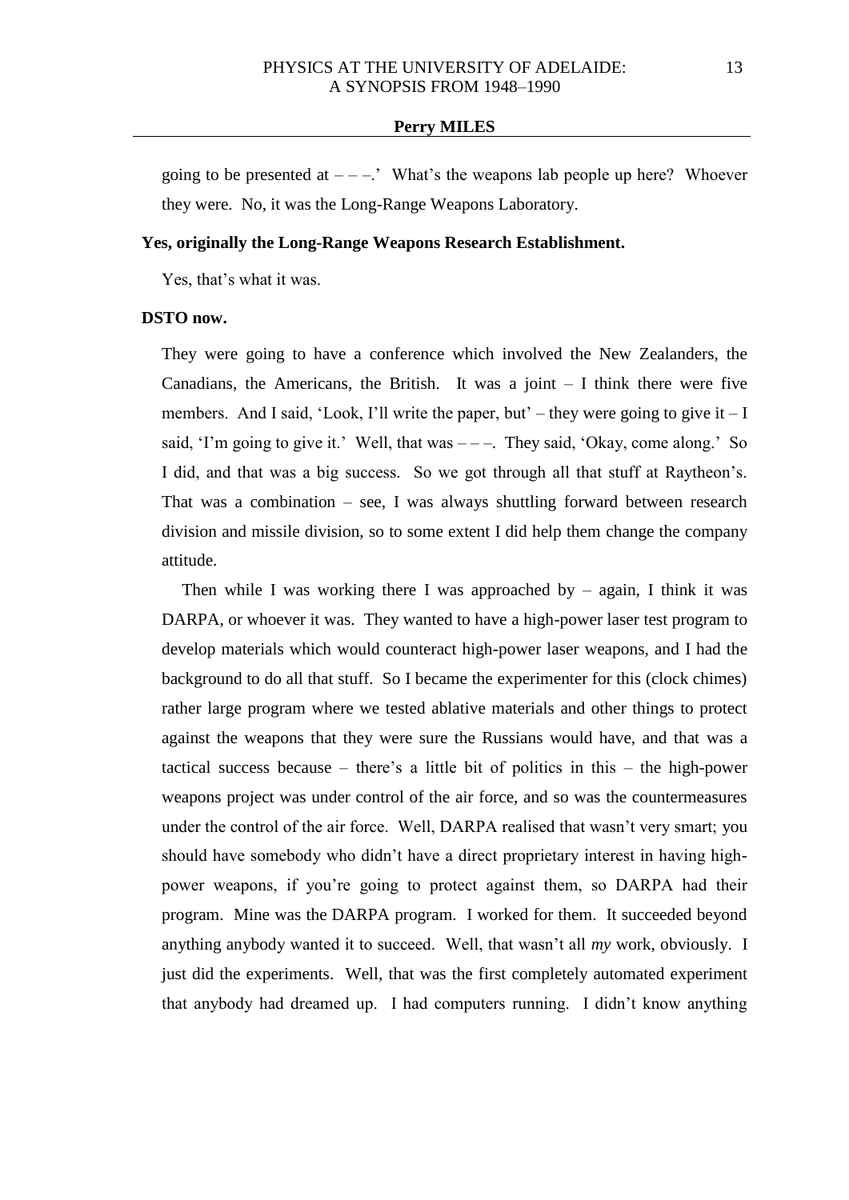going to be presented at – – –.' What's the weapons lab people up here? Whoever they were. No, it was the Long-Range Weapons Laboratory.

**Yes, originally the Long-Range Weapons Research Establishment.**

Yes, that's what it was.

**DSTO now.**

They were going to have a conference which involved the New Zealanders, the Canadians, the Americans, the British. It was a joint – I think there were five members. And I said, 'Look, I'll write the paper, but' – they were going to give it – I said, 'I'm going to give it.' Well, that was – – –. They said, 'Okay, come along.' So I did, and that was a big success. So we got through all that stuff at Raytheon's. That was a combination – see, I was always shuttling forward between research division and missile division, so to some extent I did help them change the company attitude.

Then while I was working there I was approached by – again, I think it was DARPA, or whoever it was. They wanted to have a high-power laser test program to develop materials which would counteract high-power laser weapons, and I had the background to do all that stuff. So I became the experimenter for this (clock chimes) rather large program where we tested ablative materials and other things to protect against the weapons that they were sure the Russians would have, and that was a tactical success because – there's a little bit of politics in this – the high-power weapons project was under control of the air force, and so was the countermeasures under the control of the air force. Well, DARPA realised that wasn't very smart; you should have somebody who didn't have a direct proprietary interest in having high-power weapons, if you're going to protect against them, so DARPA had their program. Mine was the DARPA program. I worked for them. It succeeded beyond anything anybody wanted it to succeed. Well, that wasn't all *my* work, obviously. I just did the experiments. Well, that was the first completely automated experiment that anybody had dreamed up. I had computers running. I didn't know anything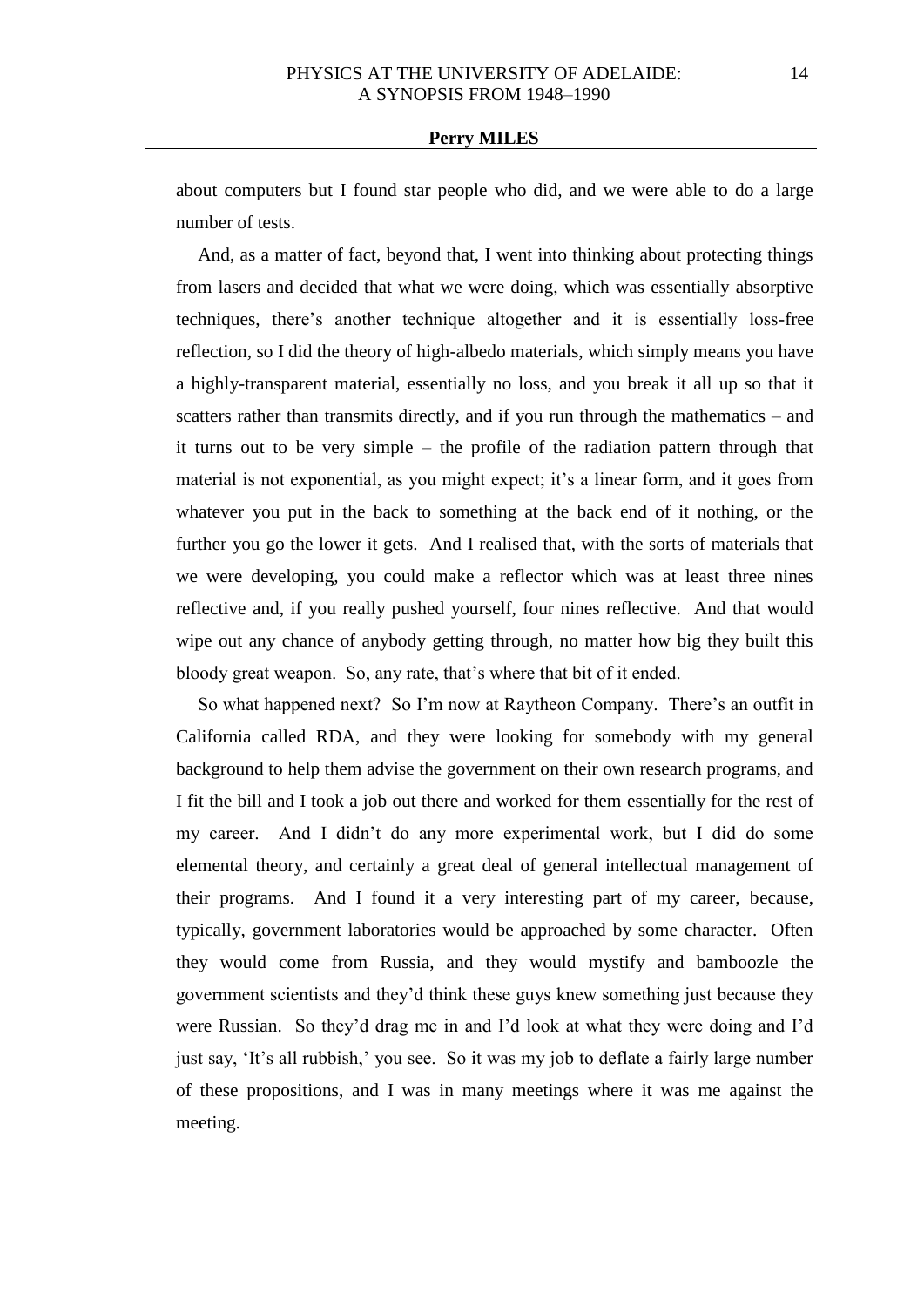about computers but I found star people who did, and we were able to do a large number of tests.

And, as a matter of fact, beyond that, I went into thinking about protecting things from lasers and decided that what we were doing, which was essentially absorptive techniques, there's another technique altogether and it is essentially loss-free reflection, so I did the theory of high-albedo materials, which simply means you have a highly-transparent material, essentially no loss, and you break it all up so that it scatters rather than transmits directly, and if you run through the mathematics – and it turns out to be very simple – the profile of the radiation pattern through that material is not exponential, as you might expect; it's a linear form, and it goes from whatever you put in the back to something at the back end of it nothing, or the further you go the lower it gets. And I realised that, with the sorts of materials that we were developing, you could make a reflector which was at least three nines reflective and, if you really pushed yourself, four nines reflective. And that would wipe out any chance of anybody getting through, no matter how big they built this bloody great weapon. So, any rate, that's where that bit of it ended.

So what happened next? So I'm now at Raytheon Company. There's an outfit in California called RDA, and they were looking for somebody with my general background to help them advise the government on their own research programs, and I fit the bill and I took a job out there and worked for them essentially for the rest of my career. And I didn't do any more experimental work, but I did do some elemental theory, and certainly a great deal of general intellectual management of their programs. And I found it a very interesting part of my career, because, typically, government laboratories would be approached by some character. Often they would come from Russia, and they would mystify and bamboozle the government scientists and they'd think these guys knew something just because they were Russian. So they'd drag me in and I'd look at what they were doing and I'd just say, 'It's all rubbish,' you see. So it was my job to deflate a fairly large number of these propositions, and I was in many meetings where it was me against the meeting.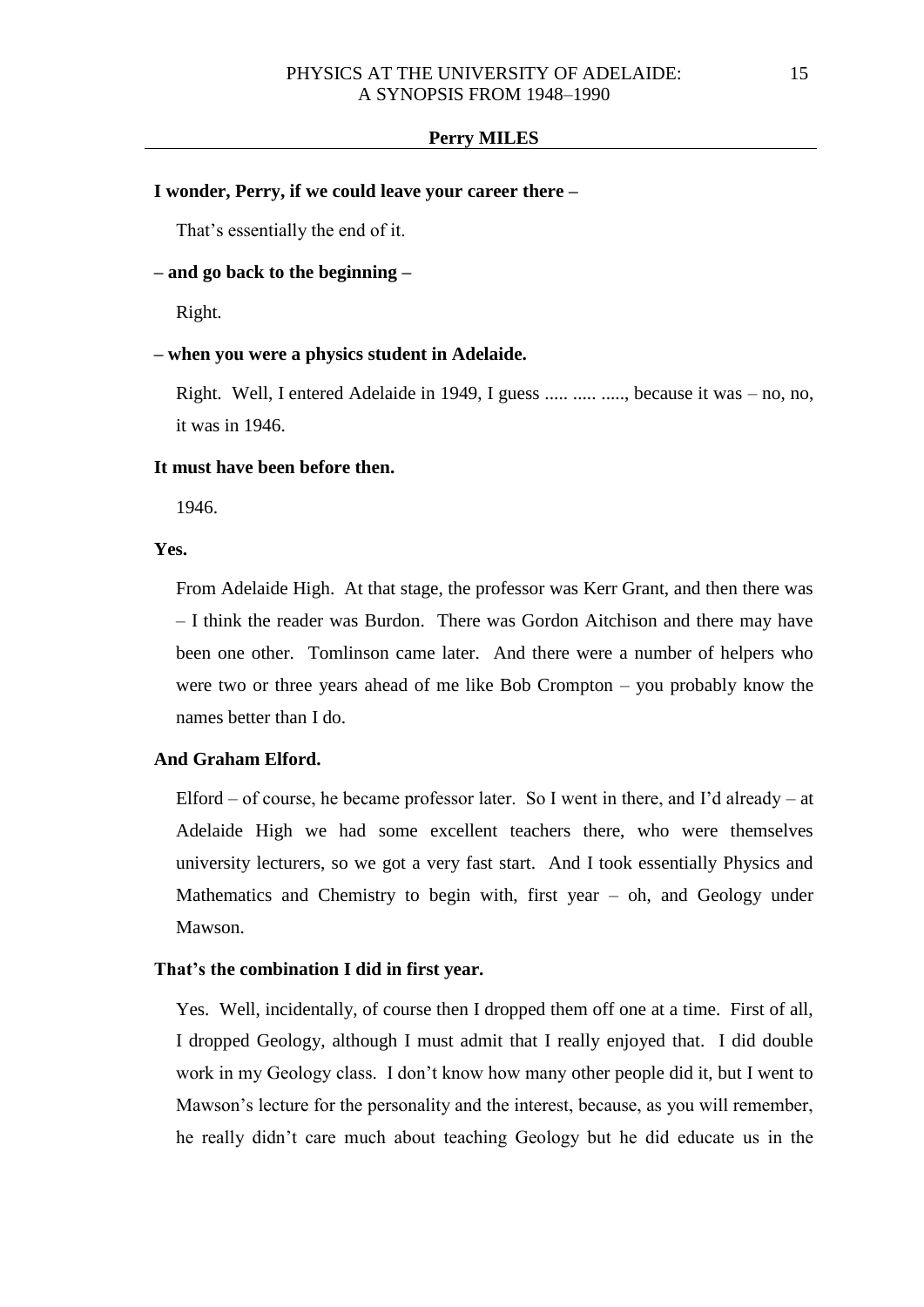**I wonder, Perry, if we could leave your career there –**

That's essentially the end of it.

**– and go back to the beginning –**

Right.

**– when you were a physics student in Adelaide.**

Right. Well, I entered Adelaide in 1949, I guess ..... ..... ....., because it was – no, no, it was in 1946.

**It must have been before then.**

1946.

**Yes.**

From Adelaide High. At that stage, the professor was Kerr Grant, and then there was – I think the reader was Burdon. There was Gordon Aitchison and there may have been one other. Tomlinson came later. And there were a number of helpers who were two or three years ahead of me like Bob Crompton – you probably know the names better than I do.

**And Graham Elford.**

Elford – of course, he became professor later. So I went in there, and I'd already – at Adelaide High we had some excellent teachers there, who were themselves university lecturers, so we got a very fast start. And I took essentially Physics and Mathematics and Chemistry to begin with, first year – oh, and Geology under Mawson.

**That's the combination I did in first year.**

Yes. Well, incidentally, of course then I dropped them off one at a time. First of all, I dropped Geology, although I must admit that I really enjoyed that. I did double work in my Geology class. I don't know how many other people did it, but I went to Mawson's lecture for the personality and the interest, because, as you will remember, he really didn't care much about teaching Geology but he did educate us in the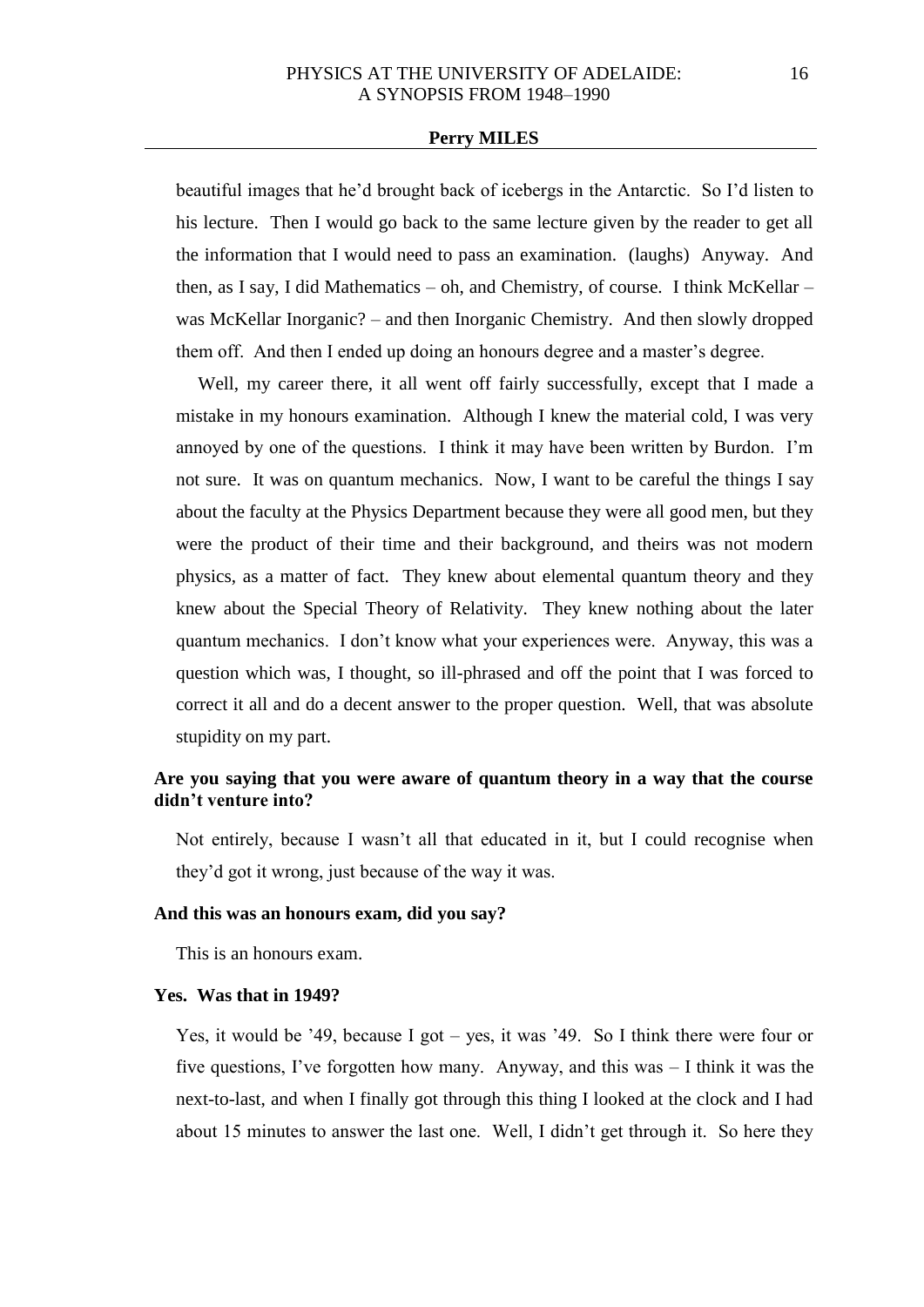beautiful images that he'd brought back of icebergs in the Antarctic. So I'd listen to his lecture. Then I would go back to the same lecture given by the reader to get all the information that I would need to pass an examination. (laughs) Anyway. And then, as I say, I did Mathematics – oh, and Chemistry, of course. I think McKellar – was McKellar Inorganic? – and then Inorganic Chemistry. And then slowly dropped them off. And then I ended up doing an honours degree and a master's degree.

Well, my career there, it all went off fairly successfully, except that I made a mistake in my honours examination. Although I knew the material cold, I was very annoyed by one of the questions. I think it may have been written by Burdon. I'm not sure. It was on quantum mechanics. Now, I want to be careful the things I say about the faculty at the Physics Department because they were all good men, but they were the product of their time and their background, and theirs was not modern physics, as a matter of fact. They knew about elemental quantum theory and they knew about the Special Theory of Relativity. They knew nothing about the later quantum mechanics. I don't know what your experiences were. Anyway, this was a question which was, I thought, so ill-phrased and off the point that I was forced to correct it all and do a decent answer to the proper question. Well, that was absolute stupidity on my part.

**Are you saying that you were aware of quantum theory in a way that the course didn't venture into?**

Not entirely, because I wasn't all that educated in it, but I could recognise when they'd got it wrong, just because of the way it was.

**And this was an honours exam, did you say?**

This is an honours exam.

**Yes. Was that in 1949?**

Yes, it would be '49, because I got – yes, it was '49. So I think there were four or five questions, I've forgotten how many. Anyway, and this was – I think it was the next-to-last, and when I finally got through this thing I looked at the clock and I had about 15 minutes to answer the last one. Well, I didn't get through it. So here they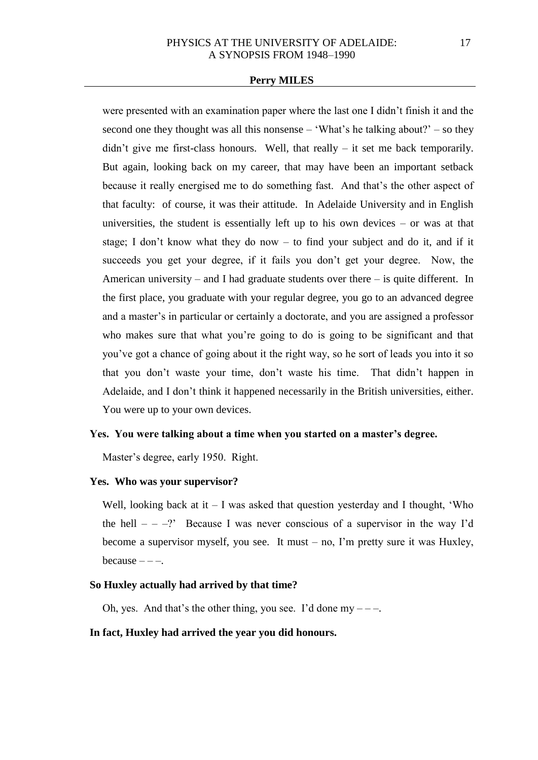were presented with an examination paper where the last one I didn't finish it and the second one they thought was all this nonsense – 'What's he talking about?' – so they didn't give me first-class honours. Well, that really – it set me back temporarily. But again, looking back on my career, that may have been an important setback because it really energised me to do something fast. And that's the other aspect of that faculty: of course, it was their attitude. In Adelaide University and in English universities, the student is essentially left up to his own devices – or was at that stage; I don't know what they do now – to find your subject and do it, and if it succeeds you get your degree, if it fails you don't get your degree. Now, the American university – and I had graduate students over there – is quite different. In the first place, you graduate with your regular degree, you go to an advanced degree and a master's in particular or certainly a doctorate, and you are assigned a professor who makes sure that what you're going to do is going to be significant and that you've got a chance of going about it the right way, so he sort of leads you into it so that you don't waste your time, don't waste his time. That didn't happen in Adelaide, and I don't think it happened necessarily in the British universities, either. You were up to your own devices.

**Yes. You were talking about a time when you started on a master's degree.**

Master's degree, early 1950. Right.

**Yes. Who was your supervisor?**

Well, looking back at it – I was asked that question yesterday and I thought, 'Who the hell – – –?' Because I was never conscious of a supervisor in the way I'd become a supervisor myself, you see. It must – no, I'm pretty sure it was Huxley, because – – –.

**So Huxley actually had arrived by that time?**

Oh, yes. And that's the other thing, you see. I'd done my – – –.

**In fact, Huxley had arrived the year you did honours.**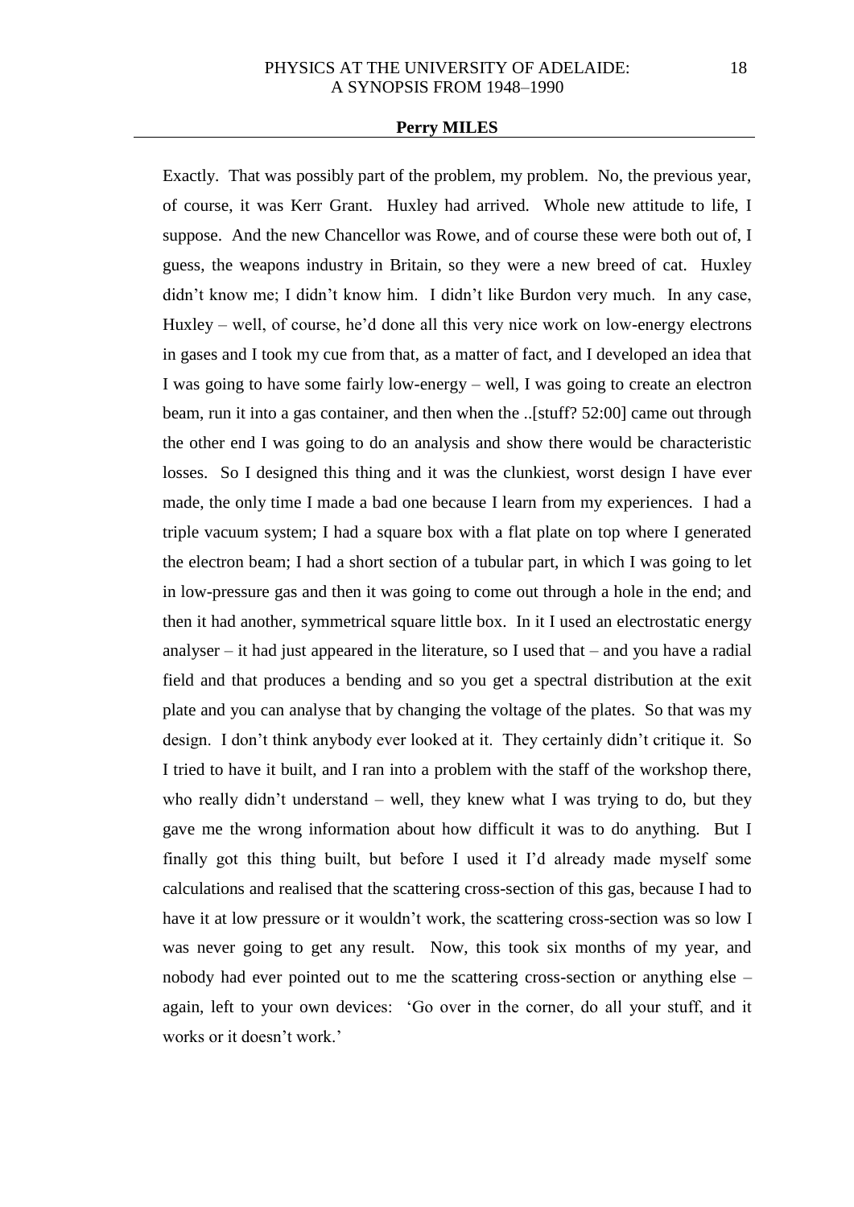**Perry MILES**

Exactly. That was possibly part of the problem, my problem. No, the previous year, of course, it was Kerr Grant. Huxley had arrived. Whole new attitude to life, I suppose. And the new Chancellor was Rowe, and of course these were both out of, I guess, the weapons industry in Britain, so they were a new breed of cat. Huxley didn't know me; I didn't know him. I didn't like Burdon very much. In any case, Huxley – well, of course, he'd done all this very nice work on low-energy electrons in gases and I took my cue from that, as a matter of fact, and I developed an idea that I was going to have some fairly low-energy – well, I was going to create an electron beam, run it into a gas container, and then when the ..[stuff? 52:00] came out through the other end I was going to do an analysis and show there would be characteristic losses. So I designed this thing and it was the clunkiest, worst design I have ever made, the only time I made a bad one because I learn from my experiences. I had a triple vacuum system; I had a square box with a flat plate on top where I generated the electron beam; I had a short section of a tubular part, in which I was going to let in low-pressure gas and then it was going to come out through a hole in the end; and then it had another, symmetrical square little box. In it I used an electrostatic energy analyser – it had just appeared in the literature, so I used that – and you have a radial field and that produces a bending and so you get a spectral distribution at the exit plate and you can analyse that by changing the voltage of the plates. So that was my design. I don't think anybody ever looked at it. They certainly didn't critique it. So I tried to have it built, and I ran into a problem with the staff of the workshop there, who really didn't understand – well, they knew what I was trying to do, but they gave me the wrong information about how difficult it was to do anything. But I finally got this thing built, but before I used it I'd already made myself some calculations and realised that the scattering cross-section of this gas, because I had to have it at low pressure or it wouldn't work, the scattering cross-section was so low I was never going to get any result. Now, this took six months of my year, and nobody had ever pointed out to me the scattering cross-section or anything else – again, left to your own devices: 'Go over in the corner, do all your stuff, and it works or it doesn't work.'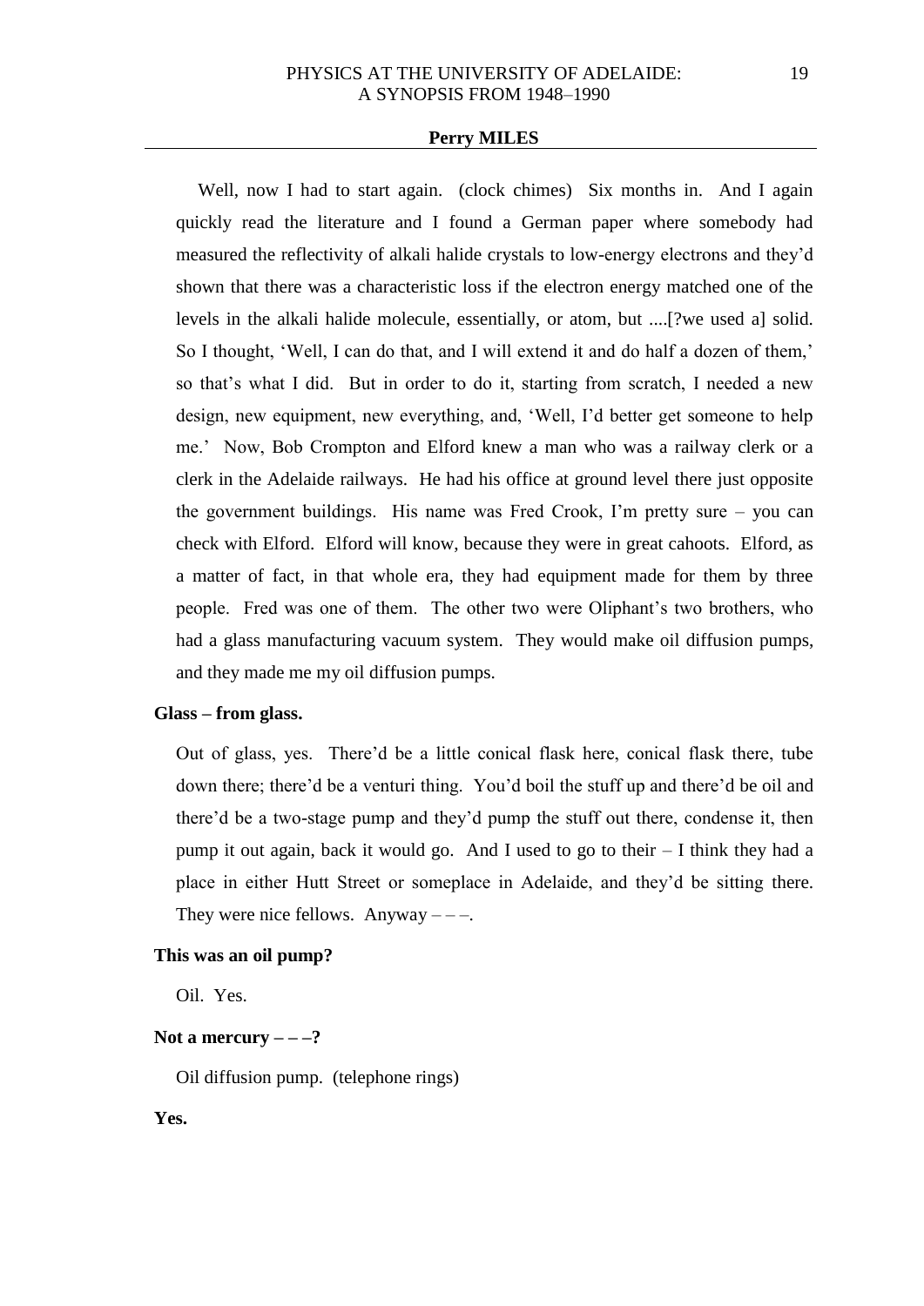Well, now I had to start again. (clock chimes) Six months in. And I again quickly read the literature and I found a German paper where somebody had measured the reflectivity of alkali halide crystals to low-energy electrons and they'd shown that there was a characteristic loss if the electron energy matched one of the levels in the alkali halide molecule, essentially, or atom, but ....[?we used a] solid. So I thought, 'Well, I can do that, and I will extend it and do half a dozen of them,' so that's what I did. But in order to do it, starting from scratch, I needed a new design, new equipment, new everything, and, 'Well, I'd better get someone to help me.' Now, Bob Crompton and Elford knew a man who was a railway clerk or a clerk in the Adelaide railways. He had his office at ground level there just opposite the government buildings. His name was Fred Crook, I'm pretty sure – you can check with Elford. Elford will know, because they were in great cahoots. Elford, as a matter of fact, in that whole era, they had equipment made for them by three people. Fred was one of them. The other two were Oliphant's two brothers, who had a glass manufacturing vacuum system. They would make oil diffusion pumps, and they made me my oil diffusion pumps.

**Glass – from glass.**

Out of glass, yes. There'd be a little conical flask here, conical flask there, tube down there; there'd be a venturi thing. You'd boil the stuff up and there'd be oil and there'd be a two-stage pump and they'd pump the stuff out there, condense it, then pump it out again, back it would go. And I used to go to their – I think they had a place in either Hutt Street or someplace in Adelaide, and they'd be sitting there. They were nice fellows. Anyway – – –.

**This was an oil pump?**

Oil. Yes.

**Not a mercury – – –?**

Oil diffusion pump. (telephone rings)

**Yes.**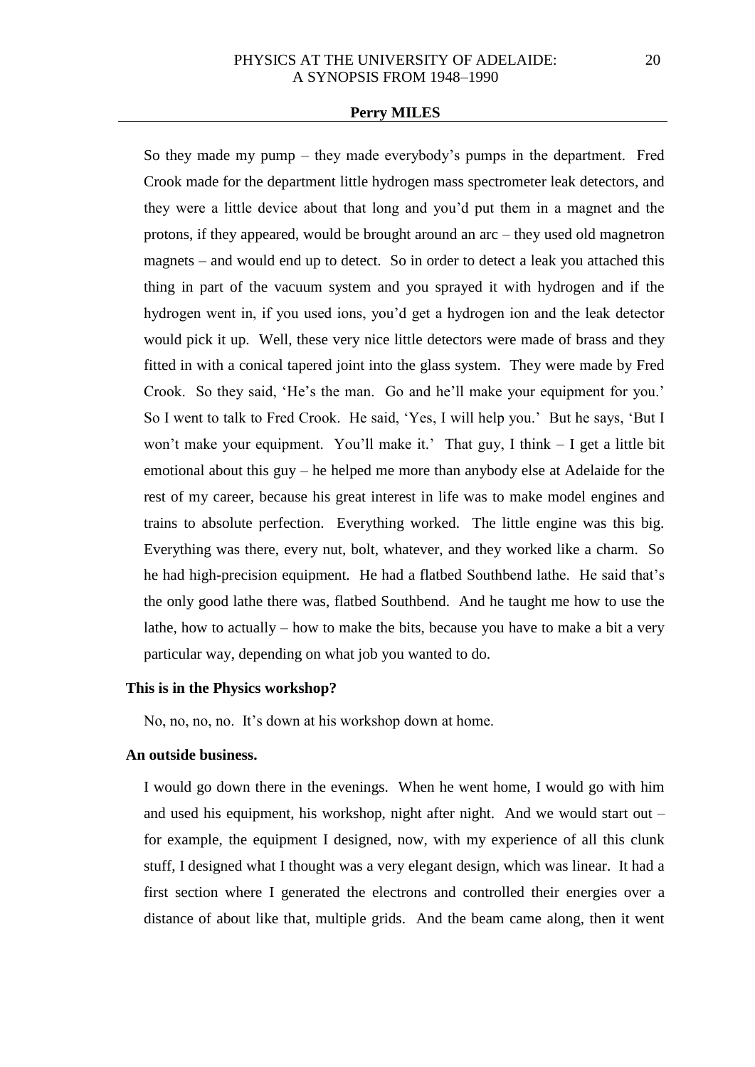So they made my pump – they made everybody's pumps in the department. Fred Crook made for the department little hydrogen mass spectrometer leak detectors, and they were a little device about that long and you'd put them in a magnet and the protons, if they appeared, would be brought around an arc – they used old magnetron magnets – and would end up to detect. So in order to detect a leak you attached this thing in part of the vacuum system and you sprayed it with hydrogen and if the hydrogen went in, if you used ions, you'd get a hydrogen ion and the leak detector would pick it up. Well, these very nice little detectors were made of brass and they fitted in with a conical tapered joint into the glass system. They were made by Fred Crook. So they said, 'He's the man. Go and he'll make your equipment for you.' So I went to talk to Fred Crook. He said, 'Yes, I will help you.' But he says, 'But I won't make your equipment. You'll make it.' That guy, I think – I get a little bit emotional about this guy – he helped me more than anybody else at Adelaide for the rest of my career, because his great interest in life was to make model engines and trains to absolute perfection. Everything worked. The little engine was this big. Everything was there, every nut, bolt, whatever, and they worked like a charm. So he had high-precision equipment. He had a flatbed Southbend lathe. He said that's the only good lathe there was, flatbed Southbend. And he taught me how to use the lathe, how to actually – how to make the bits, because you have to make a bit a very particular way, depending on what job you wanted to do.

**This is in the Physics workshop?**

No, no, no, no. It's down at his workshop down at home.

**An outside business.**

I would go down there in the evenings. When he went home, I would go with him and used his equipment, his workshop, night after night. And we would start out – for example, the equipment I designed, now, with my experience of all this clunk stuff, I designed what I thought was a very elegant design, which was linear. It had a first section where I generated the electrons and controlled their energies over a distance of about like that, multiple grids. And the beam came along, then it went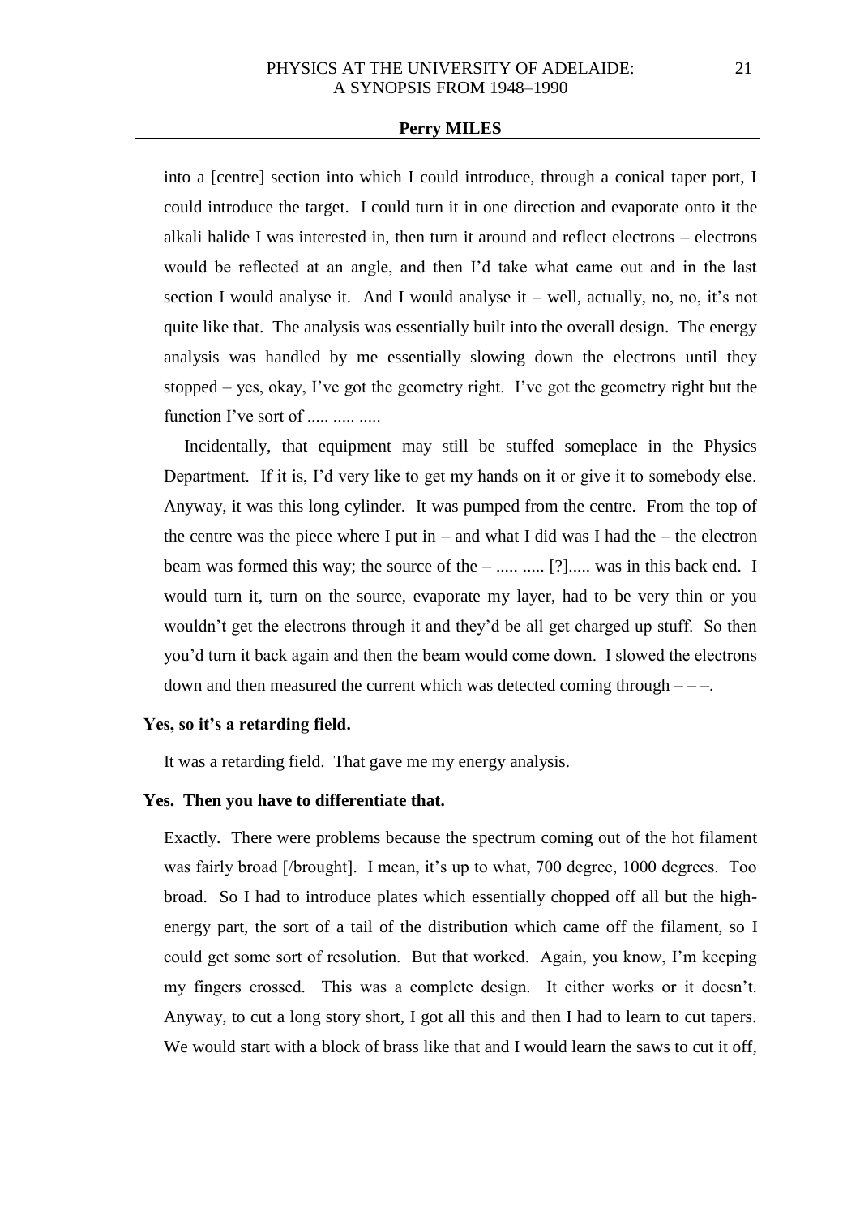into a [centre] section into which I could introduce, through a conical taper port, I could introduce the target. I could turn it in one direction and evaporate onto it the alkali halide I was interested in, then turn it around and reflect electrons – electrons would be reflected at an angle, and then I'd take what came out and in the last section I would analyse it. And I would analyse it – well, actually, no, no, it's not quite like that. The analysis was essentially built into the overall design. The energy analysis was handled by me essentially slowing down the electrons until they stopped – yes, okay, I've got the geometry right. I've got the geometry right but the function I've sort of ..... ..... .....

Incidentally, that equipment may still be stuffed someplace in the Physics Department. If it is, I'd very like to get my hands on it or give it to somebody else. Anyway, it was this long cylinder. It was pumped from the centre. From the top of the centre was the piece where I put in – and what I did was I had the – the electron beam was formed this way; the source of the – ..... ..... [?]..... was in this back end. I would turn it, turn on the source, evaporate my layer, had to be very thin or you wouldn't get the electrons through it and they'd be all get charged up stuff. So then you'd turn it back again and then the beam would come down. I slowed the electrons down and then measured the current which was detected coming through – – –.

**Yes, so it's a retarding field.**

It was a retarding field. That gave me my energy analysis.

**Yes. Then you have to differentiate that.**

Exactly. There were problems because the spectrum coming out of the hot filament was fairly broad [/brought]. I mean, it's up to what, 700 degree, 1000 degrees. Too broad. So I had to introduce plates which essentially chopped off all but the high-energy part, the sort of a tail of the distribution which came off the filament, so I could get some sort of resolution. But that worked. Again, you know, I'm keeping my fingers crossed. This was a complete design. It either works or it doesn't. Anyway, to cut a long story short, I got all this and then I had to learn to cut tapers. We would start with a block of brass like that and I would learn the saws to cut it off,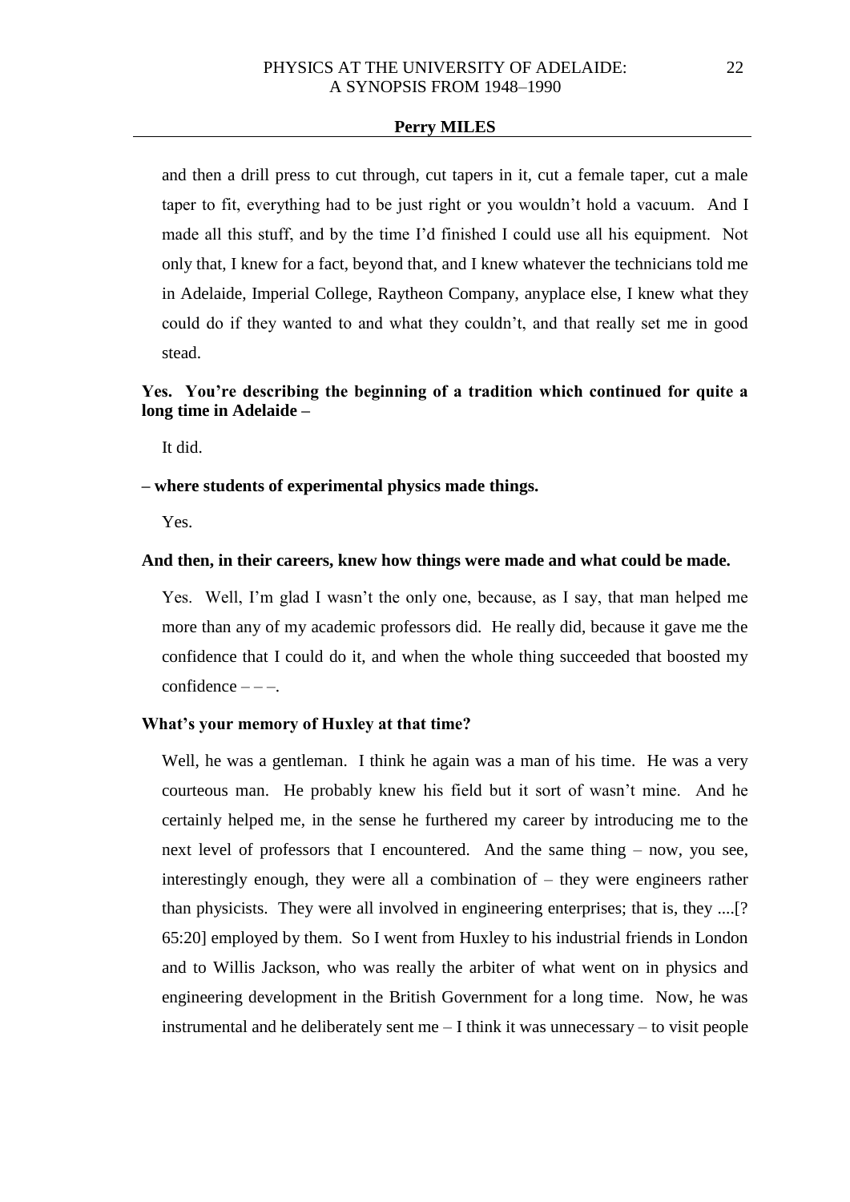and then a drill press to cut through, cut tapers in it, cut a female taper, cut a male taper to fit, everything had to be just right or you wouldn't hold a vacuum. And I made all this stuff, and by the time I'd finished I could use all his equipment. Not only that, I knew for a fact, beyond that, and I knew whatever the technicians told me in Adelaide, Imperial College, Raytheon Company, anyplace else, I knew what they could do if they wanted to and what they couldn't, and that really set me in good stead.

**Yes. You're describing the beginning of a tradition which continued for quite a long time in Adelaide –**

It did.

**– where students of experimental physics made things.**

Yes.

**And then, in their careers, knew how things were made and what could be made.**

Yes. Well, I'm glad I wasn't the only one, because, as I say, that man helped me more than any of my academic professors did. He really did, because it gave me the confidence that I could do it, and when the whole thing succeeded that boosted my confidence – – –.

**What's your memory of Huxley at that time?**

Well, he was a gentleman. I think he again was a man of his time. He was a very courteous man. He probably knew his field but it sort of wasn't mine. And he certainly helped me, in the sense he furthered my career by introducing me to the next level of professors that I encountered. And the same thing – now, you see, interestingly enough, they were all a combination of – they were engineers rather than physicists. They were all involved in engineering enterprises; that is, they ....[? 65:20] employed by them. So I went from Huxley to his industrial friends in London and to Willis Jackson, who was really the arbiter of what went on in physics and engineering development in the British Government for a long time. Now, he was instrumental and he deliberately sent me – I think it was unnecessary – to visit people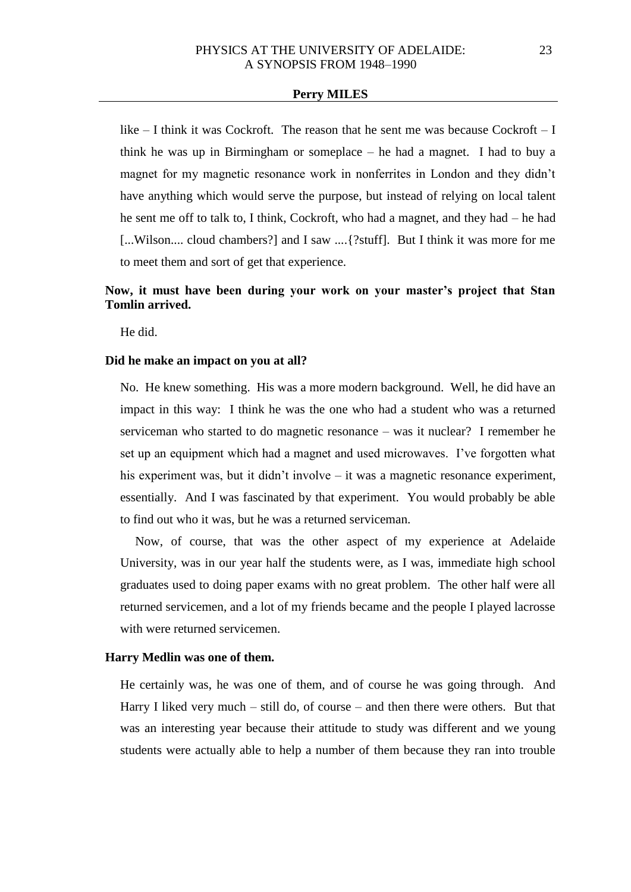like – I think it was Cockroft. The reason that he sent me was because Cockroft – I think he was up in Birmingham or someplace – he had a magnet. I had to buy a magnet for my magnetic resonance work in nonferrites in London and they didn't have anything which would serve the purpose, but instead of relying on local talent he sent me off to talk to, I think, Cockroft, who had a magnet, and they had – he had [...Wilson.... cloud chambers?] and I saw ....{?stuff]. But I think it was more for me to meet them and sort of get that experience.

**Now, it must have been during your work on your master's project that Stan Tomlin arrived.**

He did.

**Did he make an impact on you at all?**

No. He knew something. His was a more modern background. Well, he did have an impact in this way: I think he was the one who had a student who was a returned serviceman who started to do magnetic resonance – was it nuclear? I remember he set up an equipment which had a magnet and used microwaves. I've forgotten what his experiment was, but it didn't involve – it was a magnetic resonance experiment, essentially. And I was fascinated by that experiment. You would probably be able to find out who it was, but he was a returned serviceman.

Now, of course, that was the other aspect of my experience at Adelaide University, was in our year half the students were, as I was, immediate high school graduates used to doing paper exams with no great problem. The other half were all returned servicemen, and a lot of my friends became and the people I played lacrosse with were returned servicemen.

**Harry Medlin was one of them.**

He certainly was, he was one of them, and of course he was going through. And Harry I liked very much – still do, of course – and then there were others. But that was an interesting year because their attitude to study was different and we young students were actually able to help a number of them because they ran into trouble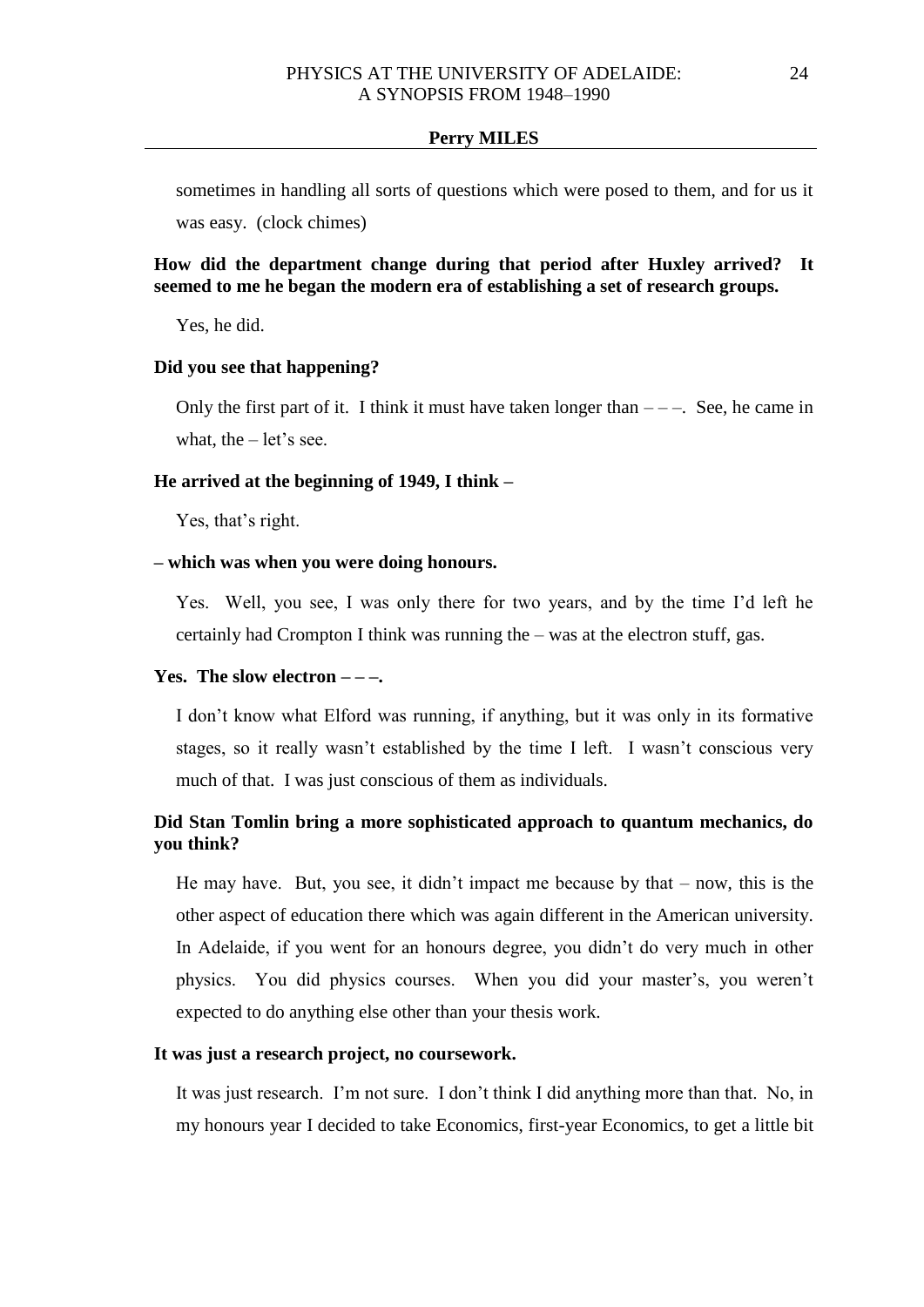sometimes in handling all sorts of questions which were posed to them, and for us it was easy. (clock chimes)

**How did the department change during that period after Huxley arrived? It seemed to me he began the modern era of establishing a set of research groups.**

Yes, he did.

**Did you see that happening?**

Only the first part of it. I think it must have taken longer than – – –. See, he came in what, the – let's see.

**He arrived at the beginning of 1949, I think –**

Yes, that's right.

**– which was when you were doing honours.**

Yes. Well, you see, I was only there for two years, and by the time I'd left he certainly had Crompton I think was running the – was at the electron stuff, gas.

**Yes. The slow electron – – –.**

I don't know what Elford was running, if anything, but it was only in its formative stages, so it really wasn't established by the time I left. I wasn't conscious very much of that. I was just conscious of them as individuals.

**Did Stan Tomlin bring a more sophisticated approach to quantum mechanics, do you think?**

He may have. But, you see, it didn't impact me because by that – now, this is the other aspect of education there which was again different in the American university. In Adelaide, if you went for an honours degree, you didn't do very much in other physics. You did physics courses. When you did your master's, you weren't expected to do anything else other than your thesis work.

**It was just a research project, no coursework.**

It was just research. I'm not sure. I don't think I did anything more than that. No, in my honours year I decided to take Economics, first-year Economics, to get a little bit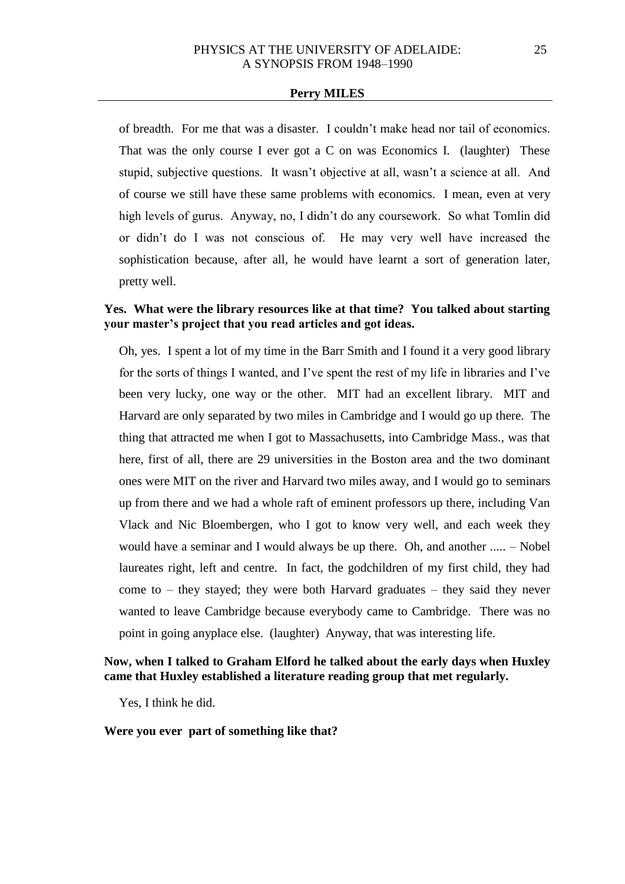of breadth. For me that was a disaster. I couldn't make head nor tail of economics. That was the only course I ever got a C on was Economics I. (laughter) These stupid, subjective questions. It wasn't objective at all, wasn't a science at all. And of course we still have these same problems with economics. I mean, even at very high levels of gurus. Anyway, no, I didn't do any coursework. So what Tomlin did or didn't do I was not conscious of. He may very well have increased the sophistication because, after all, he would have learnt a sort of generation later, pretty well.

**Yes. What were the library resources like at that time? You talked about starting your master's project that you read articles and got ideas.**

Oh, yes. I spent a lot of my time in the Barr Smith and I found it a very good library for the sorts of things I wanted, and I've spent the rest of my life in libraries and I've been very lucky, one way or the other. MIT had an excellent library. MIT and Harvard are only separated by two miles in Cambridge and I would go up there. The thing that attracted me when I got to Massachusetts, into Cambridge Mass., was that here, first of all, there are 29 universities in the Boston area and the two dominant ones were MIT on the river and Harvard two miles away, and I would go to seminars up from there and we had a whole raft of eminent professors up there, including Van Vlack and Nic Bloembergen, who I got to know very well, and each week they would have a seminar and I would always be up there. Oh, and another ..... – Nobel laureates right, left and centre. In fact, the godchildren of my first child, they had come to – they stayed; they were both Harvard graduates – they said they never wanted to leave Cambridge because everybody came to Cambridge. There was no point in going anyplace else. (laughter) Anyway, that was interesting life.

**Now, when I talked to Graham Elford he talked about the early days when Huxley came that Huxley established a literature reading group that met regularly.**

Yes, I think he did.

**Were you ever part of something like that?**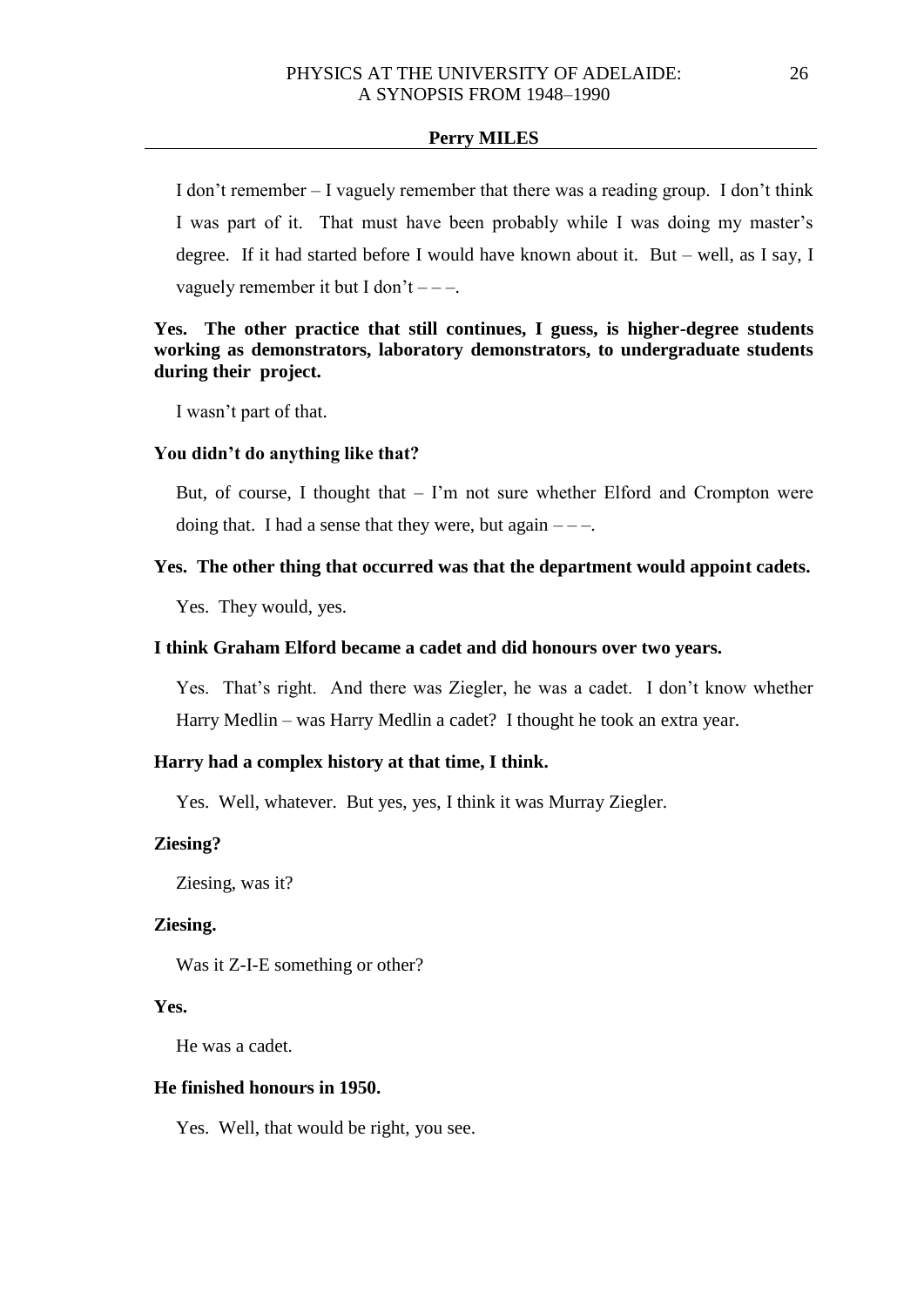I don't remember – I vaguely remember that there was a reading group. I don't think I was part of it. That must have been probably while I was doing my master's degree. If it had started before I would have known about it. But – well, as I say, I vaguely remember it but I don't – – –.

**Yes. The other practice that still continues, I guess, is higher-degree students working as demonstrators, laboratory demonstrators, to undergraduate students during their project.**

I wasn't part of that.

**You didn't do anything like that?**

But, of course, I thought that – I'm not sure whether Elford and Crompton were doing that. I had a sense that they were, but again – – –.

**Yes. The other thing that occurred was that the department would appoint cadets.**

Yes. They would, yes.

**I think Graham Elford became a cadet and did honours over two years.**

Yes. That's right. And there was Ziegler, he was a cadet. I don't know whether Harry Medlin – was Harry Medlin a cadet? I thought he took an extra year.

**Harry had a complex history at that time, I think.**

Yes. Well, whatever. But yes, yes, I think it was Murray Ziegler.

**Ziesing?**

Ziesing, was it?

**Ziesing.**

Was it Z-I-E something or other?

**Yes.**

He was a cadet.

**He finished honours in 1950.**

Yes. Well, that would be right, you see.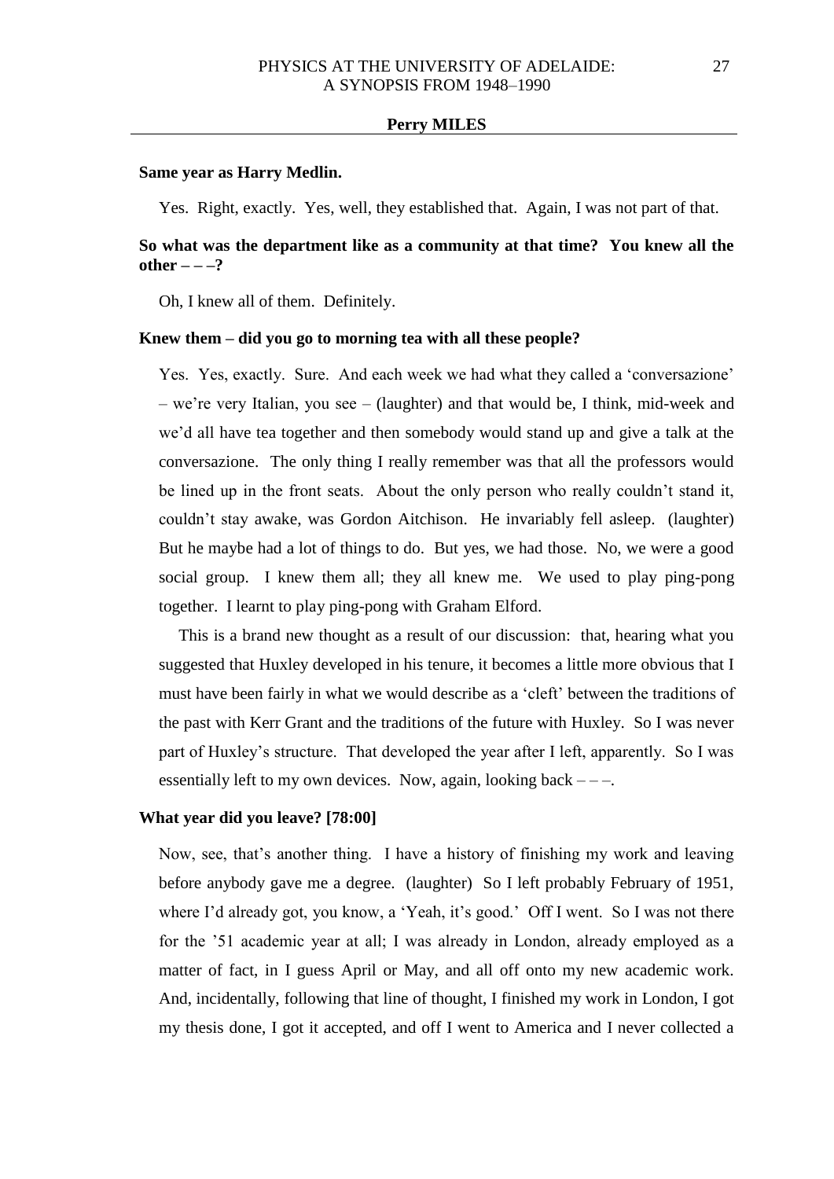**Perry MILES**

**Same year as Harry Medlin.**

Yes. Right, exactly. Yes, well, they established that. Again, I was not part of that.

**So what was the department like as a community at that time? You knew all the other – – –?**

Oh, I knew all of them. Definitely.

**Knew them – did you go to morning tea with all these people?**

Yes. Yes, exactly. Sure. And each week we had what they called a 'conversazione' – we're very Italian, you see – (laughter) and that would be, I think, mid-week and we'd all have tea together and then somebody would stand up and give a talk at the conversazione. The only thing I really remember was that all the professors would be lined up in the front seats. About the only person who really couldn't stand it, couldn't stay awake, was Gordon Aitchison. He invariably fell asleep. (laughter) But he maybe had a lot of things to do. But yes, we had those. No, we were a good social group. I knew them all; they all knew me. We used to play ping-pong together. I learnt to play ping-pong with Graham Elford.

This is a brand new thought as a result of our discussion: that, hearing what you suggested that Huxley developed in his tenure, it becomes a little more obvious that I must have been fairly in what we would describe as a 'cleft' between the traditions of the past with Kerr Grant and the traditions of the future with Huxley. So I was never part of Huxley's structure. That developed the year after I left, apparently. So I was essentially left to my own devices. Now, again, looking back – – –.

**What year did you leave? [78:00]**

Now, see, that's another thing. I have a history of finishing my work and leaving before anybody gave me a degree. (laughter) So I left probably February of 1951, where I'd already got, you know, a 'Yeah, it's good.' Off I went. So I was not there for the '51 academic year at all; I was already in London, already employed as a matter of fact, in I guess April or May, and all off onto my new academic work. And, incidentally, following that line of thought, I finished my work in London, I got my thesis done, I got it accepted, and off I went to America and I never collected a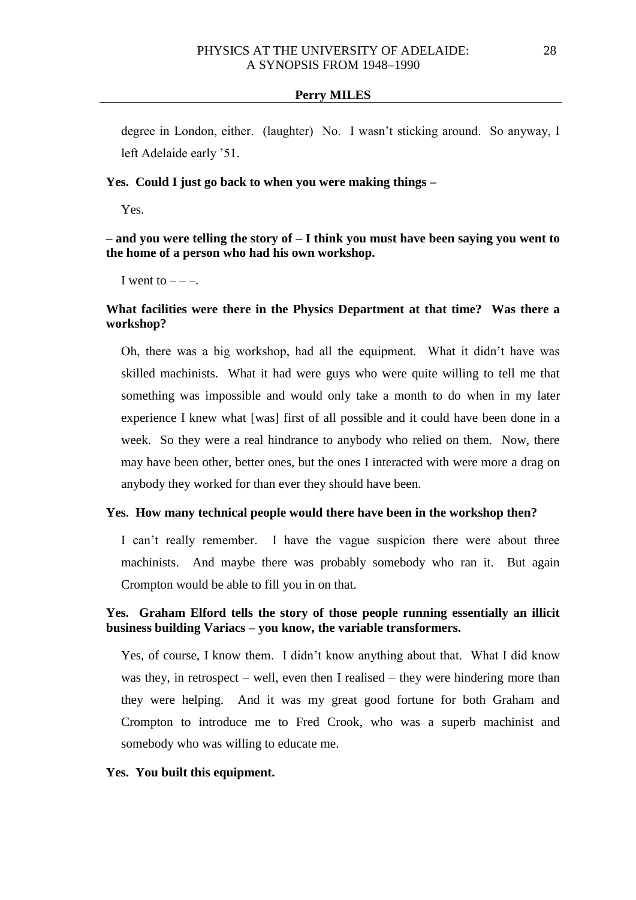degree in London, either. (laughter) No. I wasn't sticking around. So anyway, I left Adelaide early '51.

**Yes. Could I just go back to when you were making things –**

Yes.

**– and you were telling the story of – I think you must have been saying you went to the home of a person who had his own workshop.**

I went to – – –.

**What facilities were there in the Physics Department at that time? Was there a workshop?**

Oh, there was a big workshop, had all the equipment. What it didn't have was skilled machinists. What it had were guys who were quite willing to tell me that something was impossible and would only take a month to do when in my later experience I knew what [was] first of all possible and it could have been done in a week. So they were a real hindrance to anybody who relied on them. Now, there may have been other, better ones, but the ones I interacted with were more a drag on anybody they worked for than ever they should have been.

**Yes. How many technical people would there have been in the workshop then?**

I can't really remember. I have the vague suspicion there were about three machinists. And maybe there was probably somebody who ran it. But again Crompton would be able to fill you in on that.

**Yes. Graham Elford tells the story of those people running essentially an illicit business building Variacs – you know, the variable transformers.**

Yes, of course, I know them. I didn't know anything about that. What I did know was they, in retrospect – well, even then I realised – they were hindering more than they were helping. And it was my great good fortune for both Graham and Crompton to introduce me to Fred Crook, who was a superb machinist and somebody who was willing to educate me.

**Yes. You built this equipment.**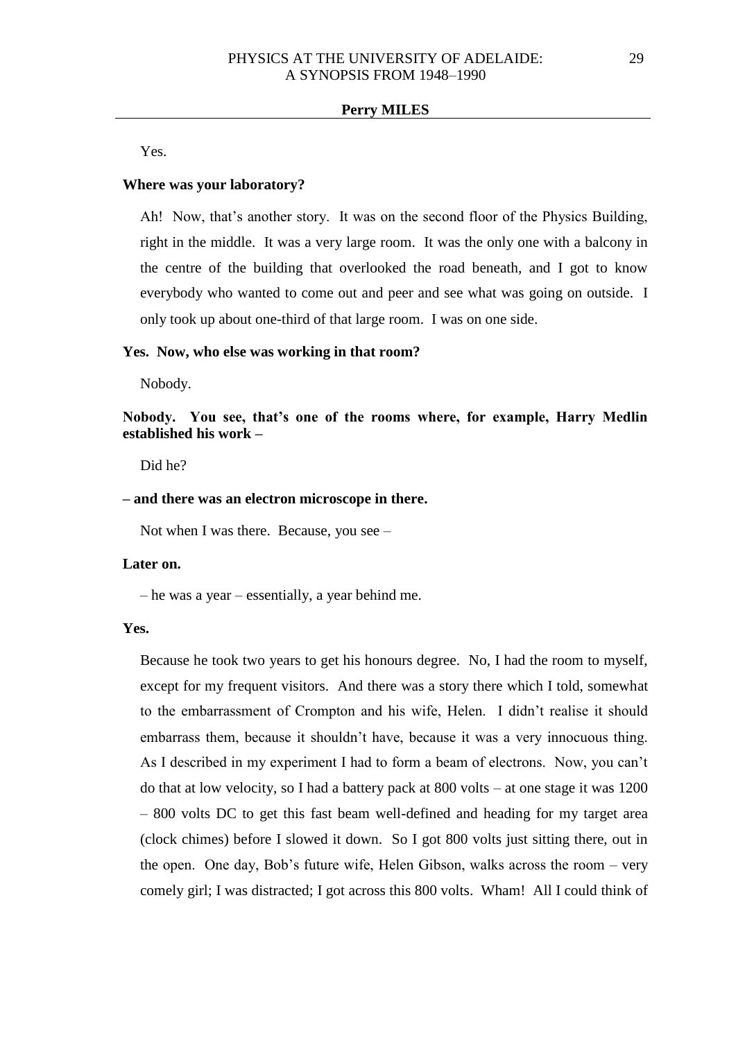Yes.

**Where was your laboratory?**

Ah! Now, that's another story. It was on the second floor of the Physics Building, right in the middle. It was a very large room. It was the only one with a balcony in the centre of the building that overlooked the road beneath, and I got to know everybody who wanted to come out and peer and see what was going on outside. I only took up about one-third of that large room. I was on one side.

**Yes. Now, who else was working in that room?**

Nobody.

**Nobody. You see, that's one of the rooms where, for example, Harry Medlin established his work –**

Did he?

**– and there was an electron microscope in there.**

Not when I was there. Because, you see –

**Later on.**

– he was a year – essentially, a year behind me.

**Yes.**

Because he took two years to get his honours degree. No, I had the room to myself, except for my frequent visitors. And there was a story there which I told, somewhat to the embarrassment of Crompton and his wife, Helen. I didn't realise it should embarrass them, because it shouldn't have, because it was a very innocuous thing. As I described in my experiment I had to form a beam of electrons. Now, you can't do that at low velocity, so I had a battery pack at 800 volts – at one stage it was 1200 – 800 volts DC to get this fast beam well-defined and heading for my target area (clock chimes) before I slowed it down. So I got 800 volts just sitting there, out in the open. One day, Bob's future wife, Helen Gibson, walks across the room – very comely girl; I was distracted; I got across this 800 volts. Wham! All I could think of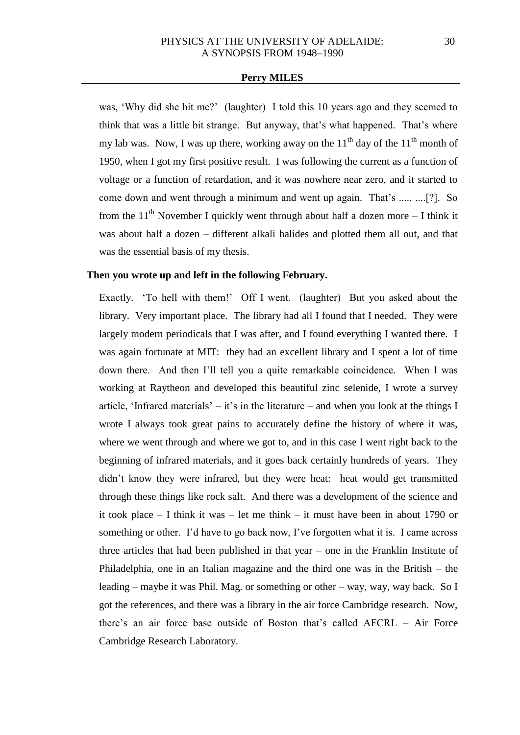was, 'Why did she hit me?' (laughter) I told this 10 years ago and they seemed to think that was a little bit strange. But anyway, that's what happened. That's where my lab was. Now, I was up there, working away on the $11^{th}$ day of the $11^{th}$ month of 1950, when I got my first positive result. I was following the current as a function of voltage or a function of retardation, and it was nowhere near zero, and it started to come down and went through a minimum and went up again. That's ..... ....[?]. So from the $11^{th}$ November I quickly went through about half a dozen more – I think it was about half a dozen – different alkali halides and plotted them all out, and that was the essential basis of my thesis.

**Then you wrote up and left in the following February.**

Exactly. 'To hell with them!' Off I went. (laughter) But you asked about the library. Very important place. The library had all I found that I needed. They were largely modern periodicals that I was after, and I found everything I wanted there. I was again fortunate at MIT: they had an excellent library and I spent a lot of time down there. And then I'll tell you a quite remarkable coincidence. When I was working at Raytheon and developed this beautiful zinc selenide, I wrote a survey article, 'Infrared materials' – it's in the literature – and when you look at the things I wrote I always took great pains to accurately define the history of where it was, where we went through and where we got to, and in this case I went right back to the beginning of infrared materials, and it goes back certainly hundreds of years. They didn't know they were infrared, but they were heat: heat would get transmitted through these things like rock salt. And there was a development of the science and it took place – I think it was – let me think – it must have been in about 1790 or something or other. I'd have to go back now, I've forgotten what it is. I came across three articles that had been published in that year – one in the Franklin Institute of Philadelphia, one in an Italian magazine and the third one was in the British – the leading – maybe it was Phil. Mag. or something or other – way, way, way back. So I got the references, and there was a library in the air force Cambridge research. Now, there's an air force base outside of Boston that's called AFCRL – Air Force Cambridge Research Laboratory.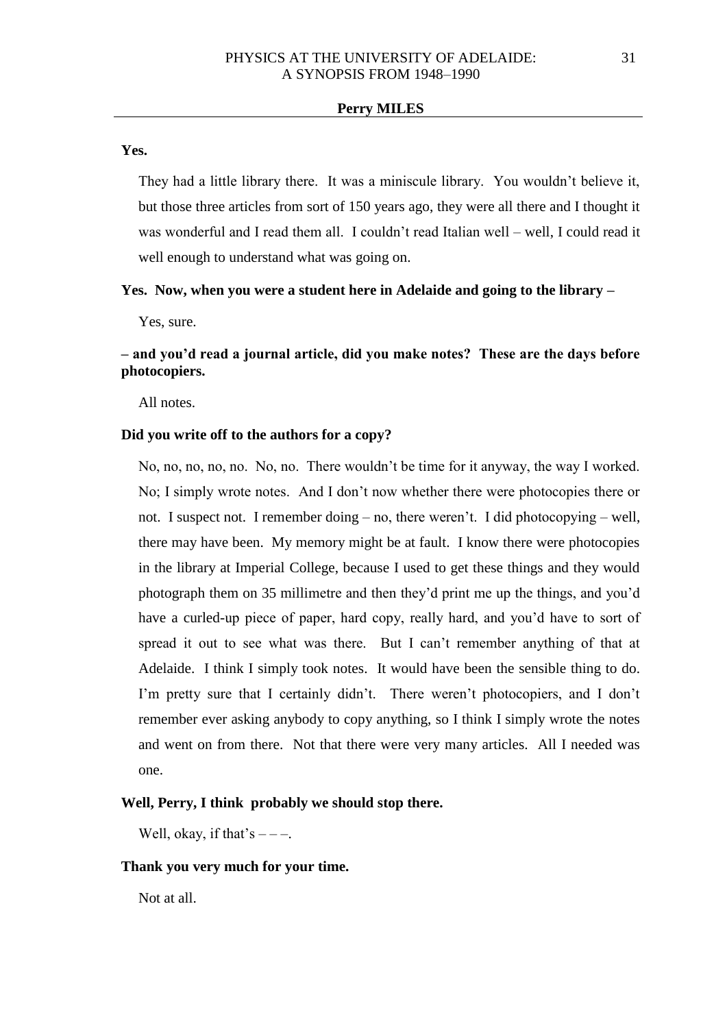**Yes.**

They had a little library there. It was a miniscule library. You wouldn't believe it, but those three articles from sort of 150 years ago, they were all there and I thought it was wonderful and I read them all. I couldn't read Italian well – well, I could read it well enough to understand what was going on.

**Yes. Now, when you were a student here in Adelaide and going to the library –**

Yes, sure.

**– and you'd read a journal article, did you make notes? These are the days before photocopiers.**

All notes.

**Did you write off to the authors for a copy?**

No, no, no, no, no. No, no. There wouldn't be time for it anyway, the way I worked. No; I simply wrote notes. And I don't now whether there were photocopies there or not. I suspect not. I remember doing – no, there weren't. I did photocopying – well, there may have been. My memory might be at fault. I know there were photocopies in the library at Imperial College, because I used to get these things and they would photograph them on 35 millimetre and then they'd print me up the things, and you'd have a curled-up piece of paper, hard copy, really hard, and you'd have to sort of spread it out to see what was there. But I can't remember anything of that at Adelaide. I think I simply took notes. It would have been the sensible thing to do. I'm pretty sure that I certainly didn't. There weren't photocopiers, and I don't remember ever asking anybody to copy anything, so I think I simply wrote the notes and went on from there. Not that there were very many articles. All I needed was one.

**Well, Perry, I think probably we should stop there.**

Well, okay, if that's – – –.

**Thank you very much for your time.**

Not at all.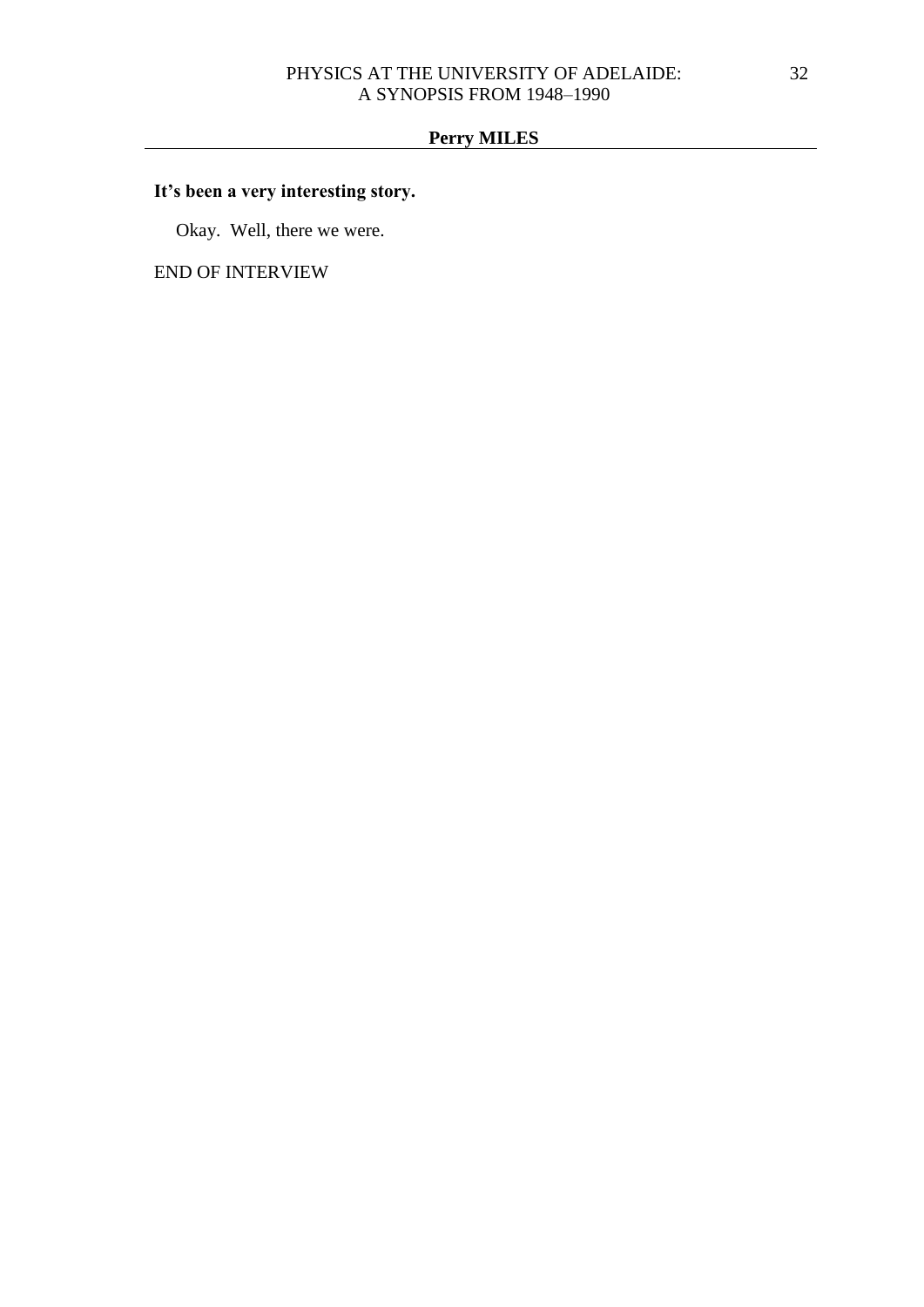**It's been a very interesting story.**

Okay. Well, there we were.

END OF INTERVIEW